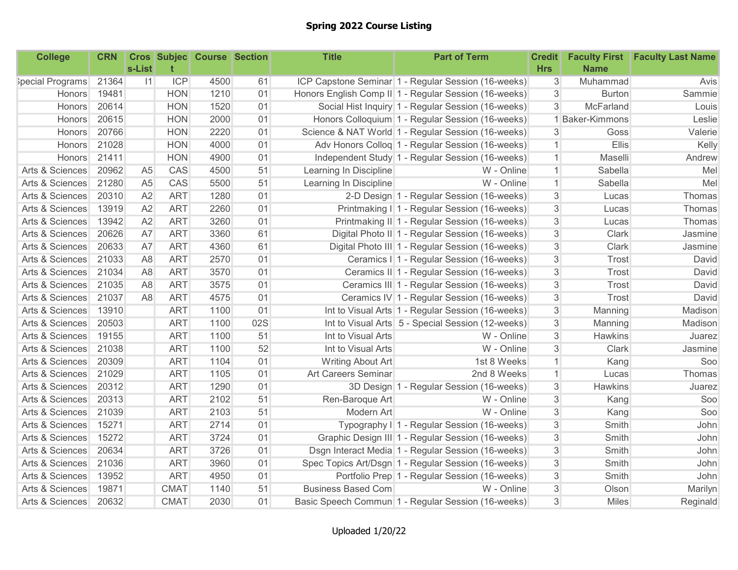# Spring 2022 Course Listing

| College | CRN | Cross-List | Subject | Course | Section | Title | Part of Term | Credit Hrs | Faculty First Name | Faculty Last Name |
|---|---|---|---|---|---|---|---|---|---|---|
| Special Programs | 21364 | I1 | ICP | 4500 | 61 | ICP Capstone Seminar | 1 - Regular Session (16-weeks) | 3 | Muhammad | Avis |
| Honors | 19481 | | HON | 1210 | 01 | Honors English Comp II | 1 - Regular Session (16-weeks) | 3 | Burton | Sammie |
| Honors | 20614 | | HON | 1520 | 01 | Social Hist Inquiry | 1 - Regular Session (16-weeks) | 3 | McFarland | Louis |
| Honors | 20615 | | HON | 2000 | 01 | Honors Colloquium | 1 - Regular Session (16-weeks) | 1 | Baker-Kimmons | Leslie |
| Honors | 20766 | | HON | 2220 | 01 | Science & NAT World | 1 - Regular Session (16-weeks) | 3 | Goss | Valerie |
| Honors | 21028 | | HON | 4000 | 01 | Adv Honors Colloq | 1 - Regular Session (16-weeks) | 1 | Ellis | Kelly |
| Honors | 21411 | | HON | 4900 | 01 | Independent Study | 1 - Regular Session (16-weeks) | 1 | Maselli | Andrew |
| Arts & Sciences | 20962 | A5 | CAS | 4500 | 51 | Learning In Discipline | W - Online | 1 | Sabella | Mel |
| Arts & Sciences | 21280 | A5 | CAS | 5500 | 51 | Learning In Discipline | W - Online | 1 | Sabella | Mel |
| Arts & Sciences | 20310 | A2 | ART | 1280 | 01 | 2-D Design | 1 - Regular Session (16-weeks) | 3 | Lucas | Thomas |
| Arts & Sciences | 13919 | A2 | ART | 2260 | 01 | Printmaking I | 1 - Regular Session (16-weeks) | 3 | Lucas | Thomas |
| Arts & Sciences | 13942 | A2 | ART | 3260 | 01 | Printmaking II | 1 - Regular Session (16-weeks) | 3 | Lucas | Thomas |
| Arts & Sciences | 20626 | A7 | ART | 3360 | 61 | Digital Photo II | 1 - Regular Session (16-weeks) | 3 | Clark | Jasmine |
| Arts & Sciences | 20633 | A7 | ART | 4360 | 61 | Digital Photo III | 1 - Regular Session (16-weeks) | 3 | Clark | Jasmine |
| Arts & Sciences | 21033 | A8 | ART | 2570 | 01 | Ceramics I | 1 - Regular Session (16-weeks) | 3 | Trost | David |
| Arts & Sciences | 21034 | A8 | ART | 3570 | 01 | Ceramics II | 1 - Regular Session (16-weeks) | 3 | Trost | David |
| Arts & Sciences | 21035 | A8 | ART | 3575 | 01 | Ceramics III | 1 - Regular Session (16-weeks) | 3 | Trost | David |
| Arts & Sciences | 21037 | A8 | ART | 4575 | 01 | Ceramics IV | 1 - Regular Session (16-weeks) | 3 | Trost | David |
| Arts & Sciences | 13910 | | ART | 1100 | 01 | Int to Visual Arts | 1 - Regular Session (16-weeks) | 3 | Manning | Madison |
| Arts & Sciences | 20503 | | ART | 1100 | 02S | Int to Visual Arts | 5 - Special Session (12-weeks) | 3 | Manning | Madison |
| Arts & Sciences | 19155 | | ART | 1100 | 51 | Int to Visual Arts | W - Online | 3 | Hawkins | Juarez |
| Arts & Sciences | 21038 | | ART | 1100 | 52 | Int to Visual Arts | W - Online | 3 | Clark | Jasmine |
| Arts & Sciences | 20309 | | ART | 1104 | 01 | Writing About Art | 1st 8 Weeks | 1 | Kang | Soo |
| Arts & Sciences | 21029 | | ART | 1105 | 01 | Art Careers Seminar | 2nd 8 Weeks | 1 | Lucas | Thomas |
| Arts & Sciences | 20312 | | ART | 1290 | 01 | 3D Design | 1 - Regular Session (16-weeks) | 3 | Hawkins | Juarez |
| Arts & Sciences | 20313 | | ART | 2102 | 51 | Ren-Baroque Art | W - Online | 3 | Kang | Soo |
| Arts & Sciences | 21039 | | ART | 2103 | 51 | Modern Art | W - Online | 3 | Kang | Soo |
| Arts & Sciences | 15271 | | ART | 2714 | 01 | Typography I | 1 - Regular Session (16-weeks) | 3 | Smith | John |
| Arts & Sciences | 15272 | | ART | 3724 | 01 | Graphic Design III | 1 - Regular Session (16-weeks) | 3 | Smith | John |
| Arts & Sciences | 20634 | | ART | 3726 | 01 | Dsgn Interact Media | 1 - Regular Session (16-weeks) | 3 | Smith | John |
| Arts & Sciences | 21036 | | ART | 3960 | 01 | Spec Topics Art/Dsgn | 1 - Regular Session (16-weeks) | 3 | Smith | John |
| Arts & Sciences | 13952 | | ART | 4950 | 01 | Portfolio Prep | 1 - Regular Session (16-weeks) | 3 | Smith | John |
| Arts & Sciences | 19871 | | CMAT | 1140 | 51 | Business Based Com | W - Online | 3 | Olson | Marilyn |
| Arts & Sciences | 20632 | | CMAT | 2030 | 01 | Basic Speech Commun | 1 - Regular Session (16-weeks) | 3 | Miles | Reginald |

Uploaded 1/20/22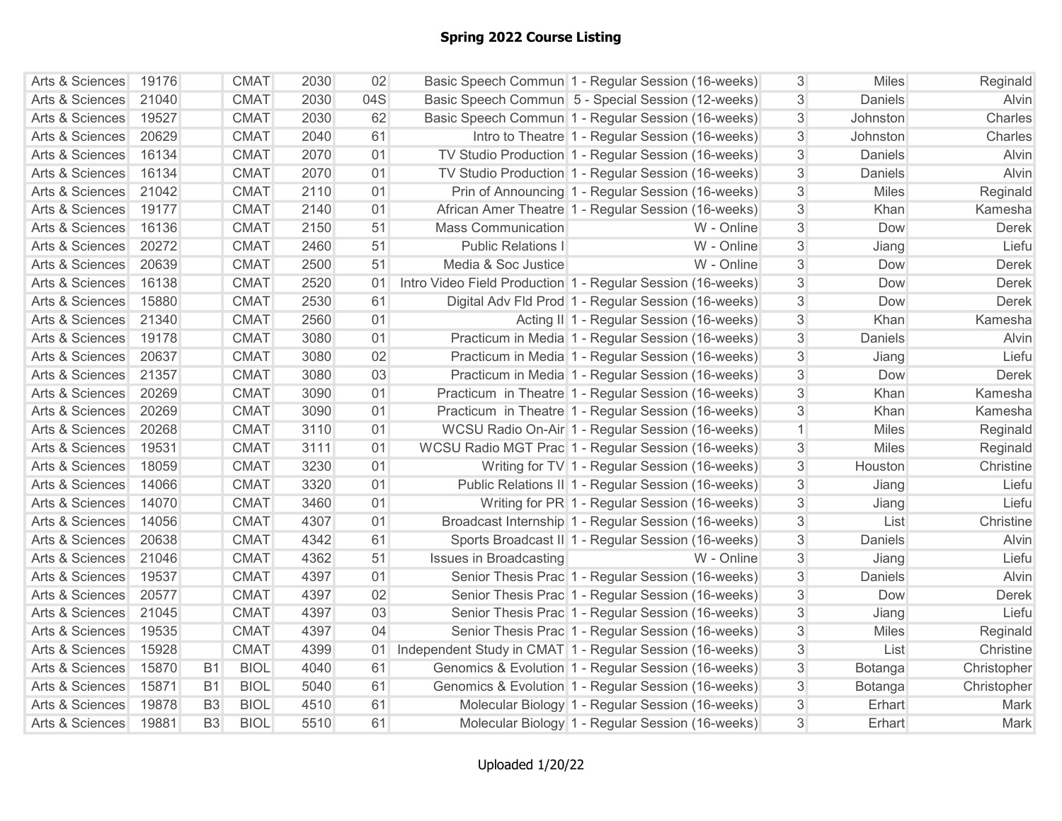## Spring 2022 Course Listing

| | | | | | | | | | | |
|---|---|---|---|---|---|---|---|---|---|---|
| Arts & Sciences | 19176 | | CMAT | 2030 | 02 | Basic Speech Commun | 1 - Regular Session (16-weeks) | 3 | Miles | Reginald |
| Arts & Sciences | 21040 | | CMAT | 2030 | 04S | Basic Speech Commun | 5 - Special Session (12-weeks) | 3 | Daniels | Alvin |
| Arts & Sciences | 19527 | | CMAT | 2030 | 62 | Basic Speech Commun | 1 - Regular Session (16-weeks) | 3 | Johnston | Charles |
| Arts & Sciences | 20629 | | CMAT | 2040 | 61 | Intro to Theatre | 1 - Regular Session (16-weeks) | 3 | Johnston | Charles |
| Arts & Sciences | 16134 | | CMAT | 2070 | 01 | TV Studio Production | 1 - Regular Session (16-weeks) | 3 | Daniels | Alvin |
| Arts & Sciences | 16134 | | CMAT | 2070 | 01 | TV Studio Production | 1 - Regular Session (16-weeks) | 3 | Daniels | Alvin |
| Arts & Sciences | 21042 | | CMAT | 2110 | 01 | Prin of Announcing | 1 - Regular Session (16-weeks) | 3 | Miles | Reginald |
| Arts & Sciences | 19177 | | CMAT | 2140 | 01 | African Amer Theatre | 1 - Regular Session (16-weeks) | 3 | Khan | Kamesha |
| Arts & Sciences | 16136 | | CMAT | 2150 | 51 | Mass Communication | W - Online | 3 | Dow | Derek |
| Arts & Sciences | 20272 | | CMAT | 2460 | 51 | Public Relations I | W - Online | 3 | Jiang | Liefu |
| Arts & Sciences | 20639 | | CMAT | 2500 | 51 | Media & Soc Justice | W - Online | 3 | Dow | Derek |
| Arts & Sciences | 16138 | | CMAT | 2520 | 01 | Intro Video Field Production | 1 - Regular Session (16-weeks) | 3 | Dow | Derek |
| Arts & Sciences | 15880 | | CMAT | 2530 | 61 | Digital Adv Fld Prod | 1 - Regular Session (16-weeks) | 3 | Dow | Derek |
| Arts & Sciences | 21340 | | CMAT | 2560 | 01 | Acting II | 1 - Regular Session (16-weeks) | 3 | Khan | Kamesha |
| Arts & Sciences | 19178 | | CMAT | 3080 | 01 | Practicum in Media | 1 - Regular Session (16-weeks) | 3 | Daniels | Alvin |
| Arts & Sciences | 20637 | | CMAT | 3080 | 02 | Practicum in Media | 1 - Regular Session (16-weeks) | 3 | Jiang | Liefu |
| Arts & Sciences | 21357 | | CMAT | 3080 | 03 | Practicum in Media | 1 - Regular Session (16-weeks) | 3 | Dow | Derek |
| Arts & Sciences | 20269 | | CMAT | 3090 | 01 | Practicum in Theatre | 1 - Regular Session (16-weeks) | 3 | Khan | Kamesha |
| Arts & Sciences | 20269 | | CMAT | 3090 | 01 | Practicum in Theatre | 1 - Regular Session (16-weeks) | 3 | Khan | Kamesha |
| Arts & Sciences | 20268 | | CMAT | 3110 | 01 | WCSU Radio On-Air | 1 - Regular Session (16-weeks) | 1 | Miles | Reginald |
| Arts & Sciences | 19531 | | CMAT | 3111 | 01 | WCSU Radio MGT Prac | 1 - Regular Session (16-weeks) | 3 | Miles | Reginald |
| Arts & Sciences | 18059 | | CMAT | 3230 | 01 | Writing for TV | 1 - Regular Session (16-weeks) | 3 | Houston | Christine |
| Arts & Sciences | 14066 | | CMAT | 3320 | 01 | Public Relations II | 1 - Regular Session (16-weeks) | 3 | Jiang | Liefu |
| Arts & Sciences | 14070 | | CMAT | 3460 | 01 | Writing for PR | 1 - Regular Session (16-weeks) | 3 | Jiang | Liefu |
| Arts & Sciences | 14056 | | CMAT | 4307 | 01 | Broadcast Internship | 1 - Regular Session (16-weeks) | 3 | List | Christine |
| Arts & Sciences | 20638 | | CMAT | 4342 | 61 | Sports Broadcast II | 1 - Regular Session (16-weeks) | 3 | Daniels | Alvin |
| Arts & Sciences | 21046 | | CMAT | 4362 | 51 | Issues in Broadcasting | W - Online | 3 | Jiang | Liefu |
| Arts & Sciences | 19537 | | CMAT | 4397 | 01 | Senior Thesis Prac | 1 - Regular Session (16-weeks) | 3 | Daniels | Alvin |
| Arts & Sciences | 20577 | | CMAT | 4397 | 02 | Senior Thesis Prac | 1 - Regular Session (16-weeks) | 3 | Dow | Derek |
| Arts & Sciences | 21045 | | CMAT | 4397 | 03 | Senior Thesis Prac | 1 - Regular Session (16-weeks) | 3 | Jiang | Liefu |
| Arts & Sciences | 19535 | | CMAT | 4397 | 04 | Senior Thesis Prac | 1 - Regular Session (16-weeks) | 3 | Miles | Reginald |
| Arts & Sciences | 15928 | | CMAT | 4399 | 01 | Independent Study in CMAT | 1 - Regular Session (16-weeks) | 3 | List | Christine |
| Arts & Sciences | 15870 | B1 | BIOL | 4040 | 61 | Genomics & Evolution | 1 - Regular Session (16-weeks) | 3 | Botanga | Christopher |
| Arts & Sciences | 15871 | B1 | BIOL | 5040 | 61 | Genomics & Evolution | 1 - Regular Session (16-weeks) | 3 | Botanga | Christopher |
| Arts & Sciences | 19878 | B3 | BIOL | 4510 | 61 | Molecular Biology | 1 - Regular Session (16-weeks) | 3 | Erhart | Mark |
| Arts & Sciences | 19881 | B3 | BIOL | 5510 | 61 | Molecular Biology | 1 - Regular Session (16-weeks) | 3 | Erhart | Mark |

Uploaded 1/20/22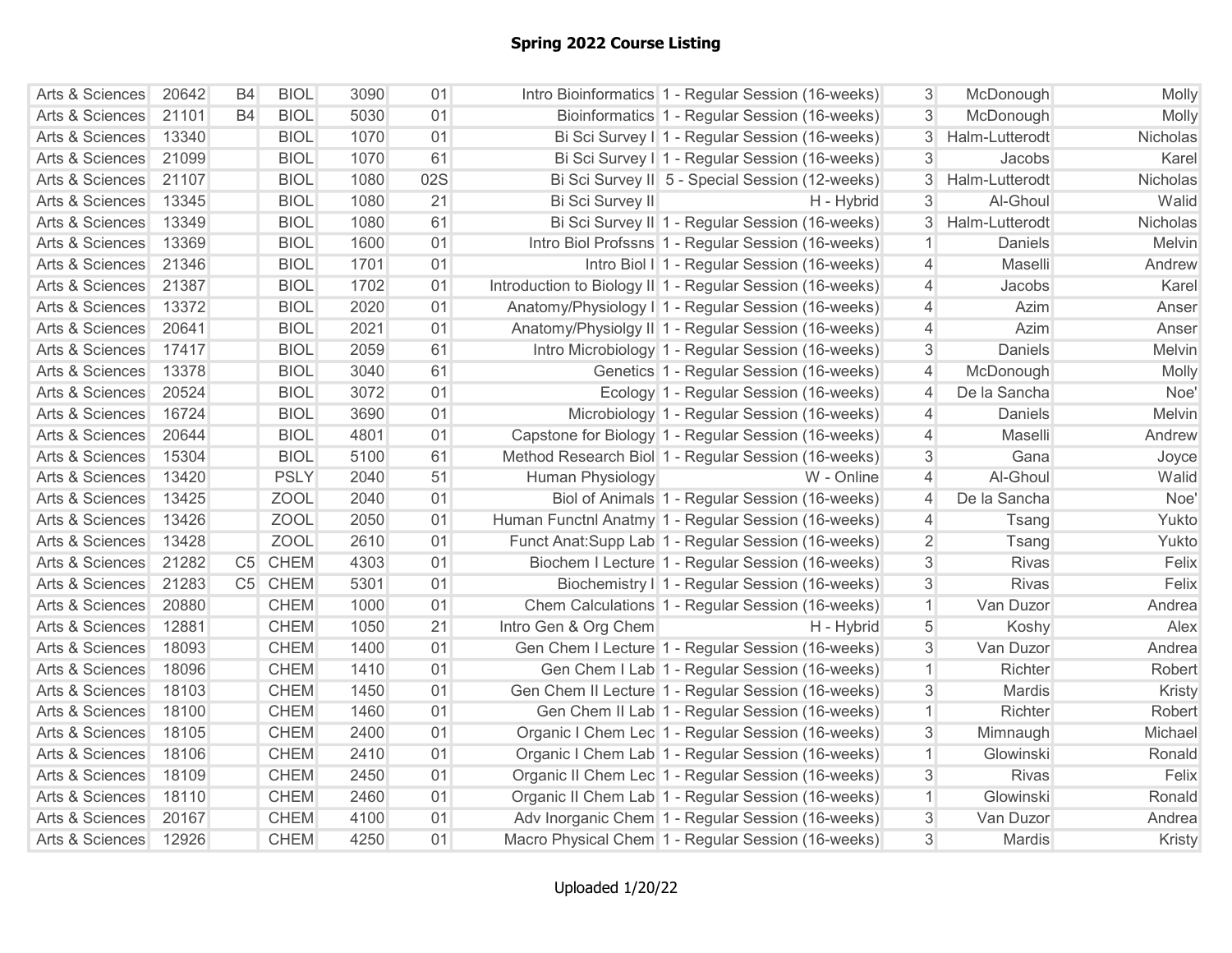**Spring 2022 Course Listing**

| | | | | | | | | | | |
|---|---|---|---|---|---|---|---|---|---|---|
| Arts & Sciences | 20642 | B4 | BIOL | 3090 | 01 | Intro Bioinformatics | 1 - Regular Session (16-weeks) | 3 | McDonough | Molly |
| Arts & Sciences | 21101 | B4 | BIOL | 5030 | 01 | Bioinformatics | 1 - Regular Session (16-weeks) | 3 | McDonough | Molly |
| Arts & Sciences | 13340 | | BIOL | 1070 | 01 | Bi Sci Survey I | 1 - Regular Session (16-weeks) | 3 | Halm-Lutterodt | Nicholas |
| Arts & Sciences | 21099 | | BIOL | 1070 | 61 | Bi Sci Survey I | 1 - Regular Session (16-weeks) | 3 | Jacobs | Karel |
| Arts & Sciences | 21107 | | BIOL | 1080 | 02S | Bi Sci Survey II | 5 - Special Session (12-weeks) | 3 | Halm-Lutterodt | Nicholas |
| Arts & Sciences | 13345 | | BIOL | 1080 | 21 | Bi Sci Survey II | H - Hybrid | 3 | Al-Ghoul | Walid |
| Arts & Sciences | 13349 | | BIOL | 1080 | 61 | Bi Sci Survey II | 1 - Regular Session (16-weeks) | 3 | Halm-Lutterodt | Nicholas |
| Arts & Sciences | 13369 | | BIOL | 1600 | 01 | Intro Biol Profssns | 1 - Regular Session (16-weeks) | 1 | Daniels | Melvin |
| Arts & Sciences | 21346 | | BIOL | 1701 | 01 | Intro Biol I | 1 - Regular Session (16-weeks) | 4 | Maselli | Andrew |
| Arts & Sciences | 21387 | | BIOL | 1702 | 01 | Introduction to Biology II | 1 - Regular Session (16-weeks) | 4 | Jacobs | Karel |
| Arts & Sciences | 13372 | | BIOL | 2020 | 01 | Anatomy/Physiology I | 1 - Regular Session (16-weeks) | 4 | Azim | Anser |
| Arts & Sciences | 20641 | | BIOL | 2021 | 01 | Anatomy/Physiolgy II | 1 - Regular Session (16-weeks) | 4 | Azim | Anser |
| Arts & Sciences | 17417 | | BIOL | 2059 | 61 | Intro Microbiology | 1 - Regular Session (16-weeks) | 3 | Daniels | Melvin |
| Arts & Sciences | 13378 | | BIOL | 3040 | 61 | Genetics | 1 - Regular Session (16-weeks) | 4 | McDonough | Molly |
| Arts & Sciences | 20524 | | BIOL | 3072 | 01 | Ecology | 1 - Regular Session (16-weeks) | 4 | De la Sancha | Noe' |
| Arts & Sciences | 16724 | | BIOL | 3690 | 01 | Microbiology | 1 - Regular Session (16-weeks) | 4 | Daniels | Melvin |
| Arts & Sciences | 20644 | | BIOL | 4801 | 01 | Capstone for Biology | 1 - Regular Session (16-weeks) | 4 | Maselli | Andrew |
| Arts & Sciences | 15304 | | BIOL | 5100 | 61 | Method Research Biol | 1 - Regular Session (16-weeks) | 3 | Gana | Joyce |
| Arts & Sciences | 13420 | | PSLY | 2040 | 51 | Human Physiology | W - Online | 4 | Al-Ghoul | Walid |
| Arts & Sciences | 13425 | | ZOOL | 2040 | 01 | Biol of Animals | 1 - Regular Session (16-weeks) | 4 | De la Sancha | Noe' |
| Arts & Sciences | 13426 | | ZOOL | 2050 | 01 | Human Functnl Anatmy | 1 - Regular Session (16-weeks) | 4 | Tsang | Yukto |
| Arts & Sciences | 13428 | | ZOOL | 2610 | 01 | Funct Anat:Supp Lab | 1 - Regular Session (16-weeks) | 2 | Tsang | Yukto |
| Arts & Sciences | 21282 | C5 | CHEM | 4303 | 01 | Biochem I Lecture | 1 - Regular Session (16-weeks) | 3 | Rivas | Felix |
| Arts & Sciences | 21283 | C5 | CHEM | 5301 | 01 | Biochemistry I | 1 - Regular Session (16-weeks) | 3 | Rivas | Felix |
| Arts & Sciences | 20880 | | CHEM | 1000 | 01 | Chem Calculations | 1 - Regular Session (16-weeks) | 1 | Van Duzor | Andrea |
| Arts & Sciences | 12881 | | CHEM | 1050 | 21 | Intro Gen & Org Chem | H - Hybrid | 5 | Koshy | Alex |
| Arts & Sciences | 18093 | | CHEM | 1400 | 01 | Gen Chem I Lecture | 1 - Regular Session (16-weeks) | 3 | Van Duzor | Andrea |
| Arts & Sciences | 18096 | | CHEM | 1410 | 01 | Gen Chem I Lab | 1 - Regular Session (16-weeks) | 1 | Richter | Robert |
| Arts & Sciences | 18103 | | CHEM | 1450 | 01 | Gen Chem II Lecture | 1 - Regular Session (16-weeks) | 3 | Mardis | Kristy |
| Arts & Sciences | 18100 | | CHEM | 1460 | 01 | Gen Chem II Lab | 1 - Regular Session (16-weeks) | 1 | Richter | Robert |
| Arts & Sciences | 18105 | | CHEM | 2400 | 01 | Organic I Chem Lec | 1 - Regular Session (16-weeks) | 3 | Mimnaugh | Michael |
| Arts & Sciences | 18106 | | CHEM | 2410 | 01 | Organic I Chem Lab | 1 - Regular Session (16-weeks) | 1 | Glowinski | Ronald |
| Arts & Sciences | 18109 | | CHEM | 2450 | 01 | Organic II Chem Lec | 1 - Regular Session (16-weeks) | 3 | Rivas | Felix |
| Arts & Sciences | 18110 | | CHEM | 2460 | 01 | Organic II Chem Lab | 1 - Regular Session (16-weeks) | 1 | Glowinski | Ronald |
| Arts & Sciences | 20167 | | CHEM | 4100 | 01 | Adv Inorganic Chem | 1 - Regular Session (16-weeks) | 3 | Van Duzor | Andrea |
| Arts & Sciences | 12926 | | CHEM | 4250 | 01 | Macro Physical Chem | 1 - Regular Session (16-weeks) | 3 | Mardis | Kristy |

Uploaded 1/20/22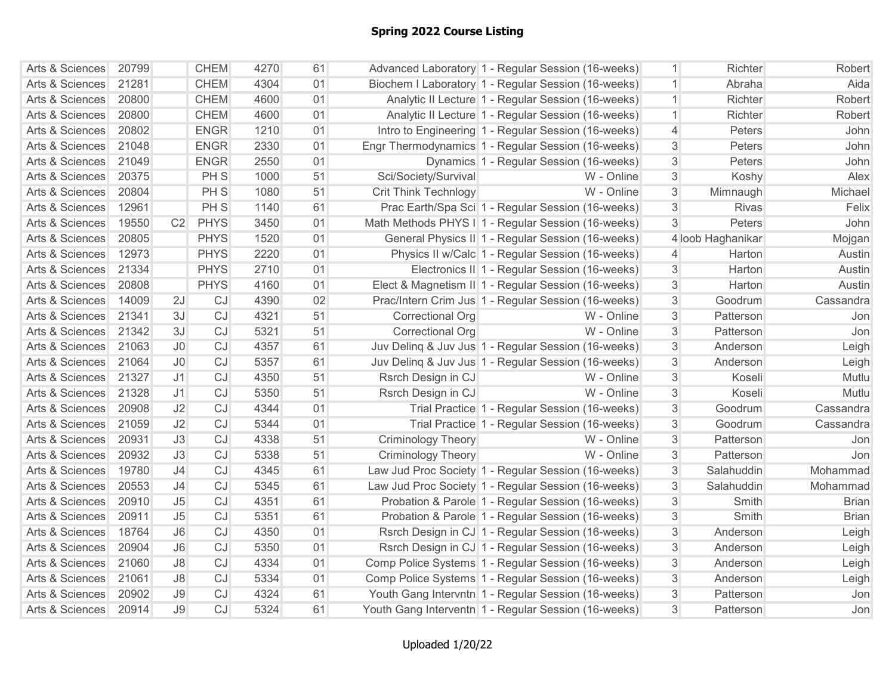## Spring 2022 Course Listing

| | | | | | | | | | | |
|---|---|---|---|---|---|---|---|---|---|---|
| Arts & Sciences | 20799 | | CHEM | 4270 | 61 | Advanced Laboratory | 1 - Regular Session (16-weeks) | 1 | Richter | Robert |
| Arts & Sciences | 21281 | | CHEM | 4304 | 01 | Biochem I Laboratory | 1 - Regular Session (16-weeks) | 1 | Abraha | Aida |
| Arts & Sciences | 20800 | | CHEM | 4600 | 01 | Analytic II Lecture | 1 - Regular Session (16-weeks) | 1 | Richter | Robert |
| Arts & Sciences | 20800 | | CHEM | 4600 | 01 | Analytic II Lecture | 1 - Regular Session (16-weeks) | 1 | Richter | Robert |
| Arts & Sciences | 20802 | | ENGR | 1210 | 01 | Intro to Engineering | 1 - Regular Session (16-weeks) | 4 | Peters | John |
| Arts & Sciences | 21048 | | ENGR | 2330 | 01 | Engr Thermodynamics | 1 - Regular Session (16-weeks) | 3 | Peters | John |
| Arts & Sciences | 21049 | | ENGR | 2550 | 01 | Dynamics | 1 - Regular Session (16-weeks) | 3 | Peters | John |
| Arts & Sciences | 20375 | | PH S | 1000 | 51 | Sci/Society/Survival | W - Online | 3 | Koshy | Alex |
| Arts & Sciences | 20804 | | PH S | 1080 | 51 | Crit Think Technlogy | W - Online | 3 | Mimnaugh | Michael |
| Arts & Sciences | 12961 | | PH S | 1140 | 61 | Prac Earth/Spa Sci | 1 - Regular Session (16-weeks) | 3 | Rivas | Felix |
| Arts & Sciences | 19550 | C2 | PHYS | 3450 | 01 | Math Methods PHYS I | 1 - Regular Session (16-weeks) | 3 | Peters | John |
| Arts & Sciences | 20805 | | PHYS | 1520 | 01 | General Physics II | 1 - Regular Session (16-weeks) | 4 | loob Haghanikar | Mojgan |
| Arts & Sciences | 12973 | | PHYS | 2220 | 01 | Physics II w/Calc | 1 - Regular Session (16-weeks) | 4 | Harton | Austin |
| Arts & Sciences | 21334 | | PHYS | 2710 | 01 | Electronics II | 1 - Regular Session (16-weeks) | 3 | Harton | Austin |
| Arts & Sciences | 20808 | | PHYS | 4160 | 01 | Elect & Magnetism II | 1 - Regular Session (16-weeks) | 3 | Harton | Austin |
| Arts & Sciences | 14009 | 2J | CJ | 4390 | 02 | Prac/Intern Crim Jus | 1 - Regular Session (16-weeks) | 3 | Goodrum | Cassandra |
| Arts & Sciences | 21341 | 3J | CJ | 4321 | 51 | Correctional Org | W - Online | 3 | Patterson | Jon |
| Arts & Sciences | 21342 | 3J | CJ | 5321 | 51 | Correctional Org | W - Online | 3 | Patterson | Jon |
| Arts & Sciences | 21063 | J0 | CJ | 4357 | 61 | Juv Delinq & Juv Jus | 1 - Regular Session (16-weeks) | 3 | Anderson | Leigh |
| Arts & Sciences | 21064 | J0 | CJ | 5357 | 61 | Juv Delinq & Juv Jus | 1 - Regular Session (16-weeks) | 3 | Anderson | Leigh |
| Arts & Sciences | 21327 | J1 | CJ | 4350 | 51 | Rsrch Design in CJ | W - Online | 3 | Koseli | Mutlu |
| Arts & Sciences | 21328 | J1 | CJ | 5350 | 51 | Rsrch Design in CJ | W - Online | 3 | Koseli | Mutlu |
| Arts & Sciences | 20908 | J2 | CJ | 4344 | 01 | Trial Practice | 1 - Regular Session (16-weeks) | 3 | Goodrum | Cassandra |
| Arts & Sciences | 21059 | J2 | CJ | 5344 | 01 | Trial Practice | 1 - Regular Session (16-weeks) | 3 | Goodrum | Cassandra |
| Arts & Sciences | 20931 | J3 | CJ | 4338 | 51 | Criminology Theory | W - Online | 3 | Patterson | Jon |
| Arts & Sciences | 20932 | J3 | CJ | 5338 | 51 | Criminology Theory | W - Online | 3 | Patterson | Jon |
| Arts & Sciences | 19780 | J4 | CJ | 4345 | 61 | Law Jud Proc Society | 1 - Regular Session (16-weeks) | 3 | Salahuddin | Mohammad |
| Arts & Sciences | 20553 | J4 | CJ | 5345 | 61 | Law Jud Proc Society | 1 - Regular Session (16-weeks) | 3 | Salahuddin | Mohammad |
| Arts & Sciences | 20910 | J5 | CJ | 4351 | 61 | Probation & Parole | 1 - Regular Session (16-weeks) | 3 | Smith | Brian |
| Arts & Sciences | 20911 | J5 | CJ | 5351 | 61 | Probation & Parole | 1 - Regular Session (16-weeks) | 3 | Smith | Brian |
| Arts & Sciences | 18764 | J6 | CJ | 4350 | 01 | Rsrch Design in CJ | 1 - Regular Session (16-weeks) | 3 | Anderson | Leigh |
| Arts & Sciences | 20904 | J6 | CJ | 5350 | 01 | Rsrch Design in CJ | 1 - Regular Session (16-weeks) | 3 | Anderson | Leigh |
| Arts & Sciences | 21060 | J8 | CJ | 4334 | 01 | Comp Police Systems | 1 - Regular Session (16-weeks) | 3 | Anderson | Leigh |
| Arts & Sciences | 21061 | J8 | CJ | 5334 | 01 | Comp Police Systems | 1 - Regular Session (16-weeks) | 3 | Anderson | Leigh |
| Arts & Sciences | 20902 | J9 | CJ | 4324 | 61 | Youth Gang Intervntn | 1 - Regular Session (16-weeks) | 3 | Patterson | Jon |
| Arts & Sciences | 20914 | J9 | CJ | 5324 | 61 | Youth Gang Interventn | 1 - Regular Session (16-weeks) | 3 | Patterson | Jon |

Uploaded 1/20/22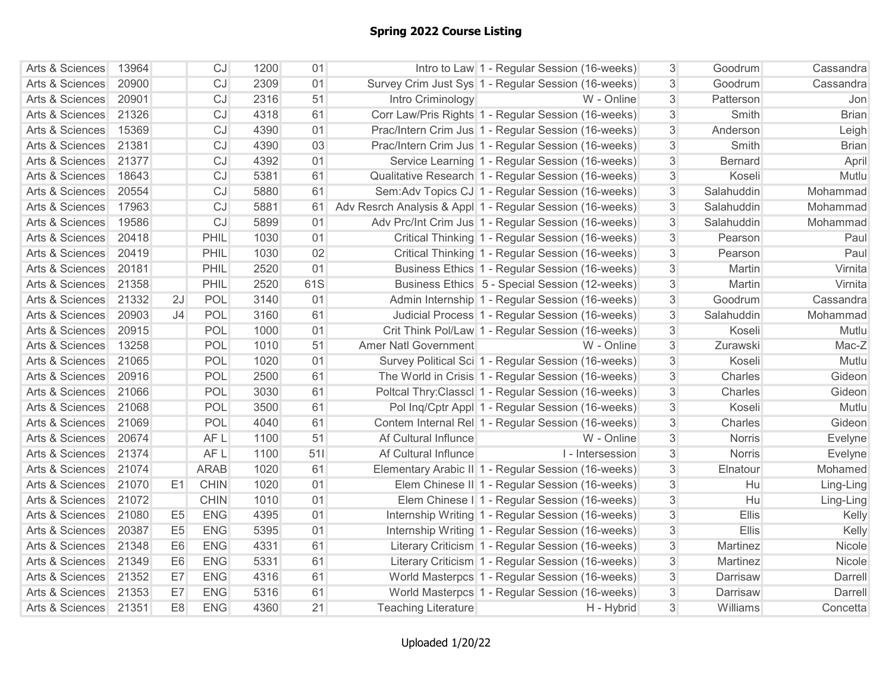# Spring 2022 Course Listing

| | | | | | | | | | | |
|---|---|---|---|---|---|---|---|---|---|---|
| Arts & Sciences | 13964 | | CJ | 1200 | 01 | Intro to Law | 1 - Regular Session (16-weeks) | 3 | Goodrum | Cassandra |
| Arts & Sciences | 20900 | | CJ | 2309 | 01 | Survey Crim Just Sys | 1 - Regular Session (16-weeks) | 3 | Goodrum | Cassandra |
| Arts & Sciences | 20901 | | CJ | 2316 | 51 | Intro Criminology | W - Online | 3 | Patterson | Jon |
| Arts & Sciences | 21326 | | CJ | 4318 | 61 | Corr Law/Pris Rights | 1 - Regular Session (16-weeks) | 3 | Smith | Brian |
| Arts & Sciences | 15369 | | CJ | 4390 | 01 | Prac/Intern Crim Jus | 1 - Regular Session (16-weeks) | 3 | Anderson | Leigh |
| Arts & Sciences | 21381 | | CJ | 4390 | 03 | Prac/Intern Crim Jus | 1 - Regular Session (16-weeks) | 3 | Smith | Brian |
| Arts & Sciences | 21377 | | CJ | 4392 | 01 | Service Learning | 1 - Regular Session (16-weeks) | 3 | Bernard | April |
| Arts & Sciences | 18643 | | CJ | 5381 | 61 | Qualitative Research | 1 - Regular Session (16-weeks) | 3 | Koseli | Mutlu |
| Arts & Sciences | 20554 | | CJ | 5880 | 61 | Sem:Adv Topics CJ | 1 - Regular Session (16-weeks) | 3 | Salahuddin | Mohammad |
| Arts & Sciences | 17963 | | CJ | 5881 | 61 | Adv Resrch Analysis & Appl | 1 - Regular Session (16-weeks) | 3 | Salahuddin | Mohammad |
| Arts & Sciences | 19586 | | CJ | 5899 | 01 | Adv Prc/Int Crim Jus | 1 - Regular Session (16-weeks) | 3 | Salahuddin | Mohammad |
| Arts & Sciences | 20418 | | PHIL | 1030 | 01 | Critical Thinking | 1 - Regular Session (16-weeks) | 3 | Pearson | Paul |
| Arts & Sciences | 20419 | | PHIL | 1030 | 02 | Critical Thinking | 1 - Regular Session (16-weeks) | 3 | Pearson | Paul |
| Arts & Sciences | 20181 | | PHIL | 2520 | 01 | Business Ethics | 1 - Regular Session (16-weeks) | 3 | Martin | Virnita |
| Arts & Sciences | 21358 | | PHIL | 2520 | 61S | Business Ethics | 5 - Special Session (12-weeks) | 3 | Martin | Virnita |
| Arts & Sciences | 21332 | 2J | POL | 3140 | 01 | Admin Internship | 1 - Regular Session (16-weeks) | 3 | Goodrum | Cassandra |
| Arts & Sciences | 20903 | J4 | POL | 3160 | 61 | Judicial Process | 1 - Regular Session (16-weeks) | 3 | Salahuddin | Mohammad |
| Arts & Sciences | 20915 | | POL | 1000 | 01 | Crit Think Pol/Law | 1 - Regular Session (16-weeks) | 3 | Koseli | Mutlu |
| Arts & Sciences | 13258 | | POL | 1010 | 51 | Amer Natl Government | W - Online | 3 | Zurawski | Mac-Z |
| Arts & Sciences | 21065 | | POL | 1020 | 01 | Survey Political Sci | 1 - Regular Session (16-weeks) | 3 | Koseli | Mutlu |
| Arts & Sciences | 20916 | | POL | 2500 | 61 | The World in Crisis | 1 - Regular Session (16-weeks) | 3 | Charles | Gideon |
| Arts & Sciences | 21066 | | POL | 3030 | 61 | Poltcal Thry:Classcl | 1 - Regular Session (16-weeks) | 3 | Charles | Gideon |
| Arts & Sciences | 21068 | | POL | 3500 | 61 | Pol Inq/Cptr Appl | 1 - Regular Session (16-weeks) | 3 | Koseli | Mutlu |
| Arts & Sciences | 21069 | | POL | 4040 | 61 | Contem Internal Rel | 1 - Regular Session (16-weeks) | 3 | Charles | Gideon |
| Arts & Sciences | 20674 | | AF L | 1100 | 51 | Af Cultural Influnce | W - Online | 3 | Norris | Evelyne |
| Arts & Sciences | 21374 | | AF L | 1100 | 51I | Af Cultural Influnce | I - Intersession | 3 | Norris | Evelyne |
| Arts & Sciences | 21074 | | ARAB | 1020 | 61 | Elementary Arabic II | 1 - Regular Session (16-weeks) | 3 | Elnatour | Mohamed |
| Arts & Sciences | 21070 | E1 | CHIN | 1020 | 01 | Elem Chinese II | 1 - Regular Session (16-weeks) | 3 | Hu | Ling-Ling |
| Arts & Sciences | 21072 | | CHIN | 1010 | 01 | Elem Chinese I | 1 - Regular Session (16-weeks) | 3 | Hu | Ling-Ling |
| Arts & Sciences | 21080 | E5 | ENG | 4395 | 01 | Internship Writing | 1 - Regular Session (16-weeks) | 3 | Ellis | Kelly |
| Arts & Sciences | 20387 | E5 | ENG | 5395 | 01 | Internship Writing | 1 - Regular Session (16-weeks) | 3 | Ellis | Kelly |
| Arts & Sciences | 21348 | E6 | ENG | 4331 | 61 | Literary Criticism | 1 - Regular Session (16-weeks) | 3 | Martinez | Nicole |
| Arts & Sciences | 21349 | E6 | ENG | 5331 | 61 | Literary Criticism | 1 - Regular Session (16-weeks) | 3 | Martinez | Nicole |
| Arts & Sciences | 21352 | E7 | ENG | 4316 | 61 | World Masterpcs | 1 - Regular Session (16-weeks) | 3 | Darrisaw | Darrell |
| Arts & Sciences | 21353 | E7 | ENG | 5316 | 61 | World Masterpcs | 1 - Regular Session (16-weeks) | 3 | Darrisaw | Darrell |
| Arts & Sciences | 21351 | E8 | ENG | 4360 | 21 | Teaching Literature | H - Hybrid | 3 | Williams | Concetta |

Uploaded 1/20/22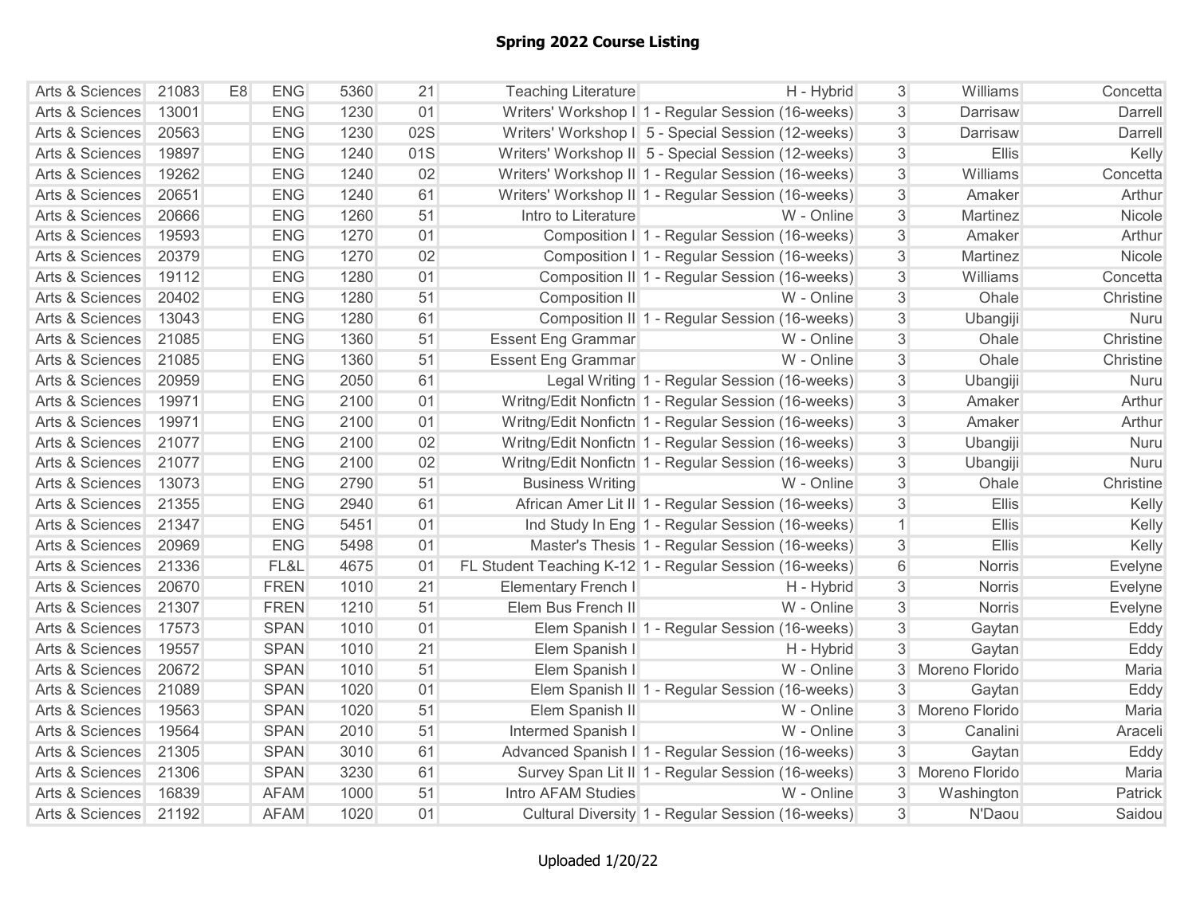# Spring 2022 Course Listing

| | | | | | | | | | | |
|---|---|---|---|---|---|---|---|---|---|---|
| Arts & Sciences | 21083 | E8 | ENG | 5360 | 21 | Teaching Literature | H - Hybrid | 3 | Williams | Concetta |
| Arts & Sciences | 13001 | | ENG | 1230 | 01 | Writers' Workshop I | 1 - Regular Session (16-weeks) | 3 | Darrisaw | Darrell |
| Arts & Sciences | 20563 | | ENG | 1230 | 02S | Writers' Workshop I | 5 - Special Session (12-weeks) | 3 | Darrisaw | Darrell |
| Arts & Sciences | 19897 | | ENG | 1240 | 01S | Writers' Workshop II | 5 - Special Session (12-weeks) | 3 | Ellis | Kelly |
| Arts & Sciences | 19262 | | ENG | 1240 | 02 | Writers' Workshop II | 1 - Regular Session (16-weeks) | 3 | Williams | Concetta |
| Arts & Sciences | 20651 | | ENG | 1240 | 61 | Writers' Workshop II | 1 - Regular Session (16-weeks) | 3 | Amaker | Arthur |
| Arts & Sciences | 20666 | | ENG | 1260 | 51 | Intro to Literature | W - Online | 3 | Martinez | Nicole |
| Arts & Sciences | 19593 | | ENG | 1270 | 01 | Composition I | 1 - Regular Session (16-weeks) | 3 | Amaker | Arthur |
| Arts & Sciences | 20379 | | ENG | 1270 | 02 | Composition I | 1 - Regular Session (16-weeks) | 3 | Martinez | Nicole |
| Arts & Sciences | 19112 | | ENG | 1280 | 01 | Composition II | 1 - Regular Session (16-weeks) | 3 | Williams | Concetta |
| Arts & Sciences | 20402 | | ENG | 1280 | 51 | Composition II | W - Online | 3 | Ohale | Christine |
| Arts & Sciences | 13043 | | ENG | 1280 | 61 | Composition II | 1 - Regular Session (16-weeks) | 3 | Ubangiji | Nuru |
| Arts & Sciences | 21085 | | ENG | 1360 | 51 | Essent Eng Grammar | W - Online | 3 | Ohale | Christine |
| Arts & Sciences | 21085 | | ENG | 1360 | 51 | Essent Eng Grammar | W - Online | 3 | Ohale | Christine |
| Arts & Sciences | 20959 | | ENG | 2050 | 61 | Legal Writing | 1 - Regular Session (16-weeks) | 3 | Ubangiji | Nuru |
| Arts & Sciences | 19971 | | ENG | 2100 | 01 | Writng/Edit Nonfictn | 1 - Regular Session (16-weeks) | 3 | Amaker | Arthur |
| Arts & Sciences | 19971 | | ENG | 2100 | 01 | Writng/Edit Nonfictn | 1 - Regular Session (16-weeks) | 3 | Amaker | Arthur |
| Arts & Sciences | 21077 | | ENG | 2100 | 02 | Writng/Edit Nonfictn | 1 - Regular Session (16-weeks) | 3 | Ubangiji | Nuru |
| Arts & Sciences | 21077 | | ENG | 2100 | 02 | Writng/Edit Nonfictn | 1 - Regular Session (16-weeks) | 3 | Ubangiji | Nuru |
| Arts & Sciences | 13073 | | ENG | 2790 | 51 | Business Writing | W - Online | 3 | Ohale | Christine |
| Arts & Sciences | 21355 | | ENG | 2940 | 61 | African Amer Lit II | 1 - Regular Session (16-weeks) | 3 | Ellis | Kelly |
| Arts & Sciences | 21347 | | ENG | 5451 | 01 | Ind Study In Eng | 1 - Regular Session (16-weeks) | 1 | Ellis | Kelly |
| Arts & Sciences | 20969 | | ENG | 5498 | 01 | Master's Thesis | 1 - Regular Session (16-weeks) | 3 | Ellis | Kelly |
| Arts & Sciences | 21336 | | FL&L | 4675 | 01 | FL Student Teaching K-12 | 1 - Regular Session (16-weeks) | 6 | Norris | Evelyne |
| Arts & Sciences | 20670 | | FREN | 1010 | 21 | Elementary French I | H - Hybrid | 3 | Norris | Evelyne |
| Arts & Sciences | 21307 | | FREN | 1210 | 51 | Elem Bus French II | W - Online | 3 | Norris | Evelyne |
| Arts & Sciences | 17573 | | SPAN | 1010 | 01 | Elem Spanish I | 1 - Regular Session (16-weeks) | 3 | Gaytan | Eddy |
| Arts & Sciences | 19557 | | SPAN | 1010 | 21 | Elem Spanish I | H - Hybrid | 3 | Gaytan | Eddy |
| Arts & Sciences | 20672 | | SPAN | 1010 | 51 | Elem Spanish I | W - Online | 3 | Moreno Florido | Maria |
| Arts & Sciences | 21089 | | SPAN | 1020 | 01 | Elem Spanish II | 1 - Regular Session (16-weeks) | 3 | Gaytan | Eddy |
| Arts & Sciences | 19563 | | SPAN | 1020 | 51 | Elem Spanish II | W - Online | 3 | Moreno Florido | Maria |
| Arts & Sciences | 19564 | | SPAN | 2010 | 51 | Intermed Spanish I | W - Online | 3 | Canalini | Araceli |
| Arts & Sciences | 21305 | | SPAN | 3010 | 61 | Advanced Spanish I | 1 - Regular Session (16-weeks) | 3 | Gaytan | Eddy |
| Arts & Sciences | 21306 | | SPAN | 3230 | 61 | Survey Span Lit II | 1 - Regular Session (16-weeks) | 3 | Moreno Florido | Maria |
| Arts & Sciences | 16839 | | AFAM | 1000 | 51 | Intro AFAM Studies | W - Online | 3 | Washington | Patrick |
| Arts & Sciences | 21192 | | AFAM | 1020 | 01 | Cultural Diversity | 1 - Regular Session (16-weeks) | 3 | N'Daou | Saidou |

Uploaded 1/20/22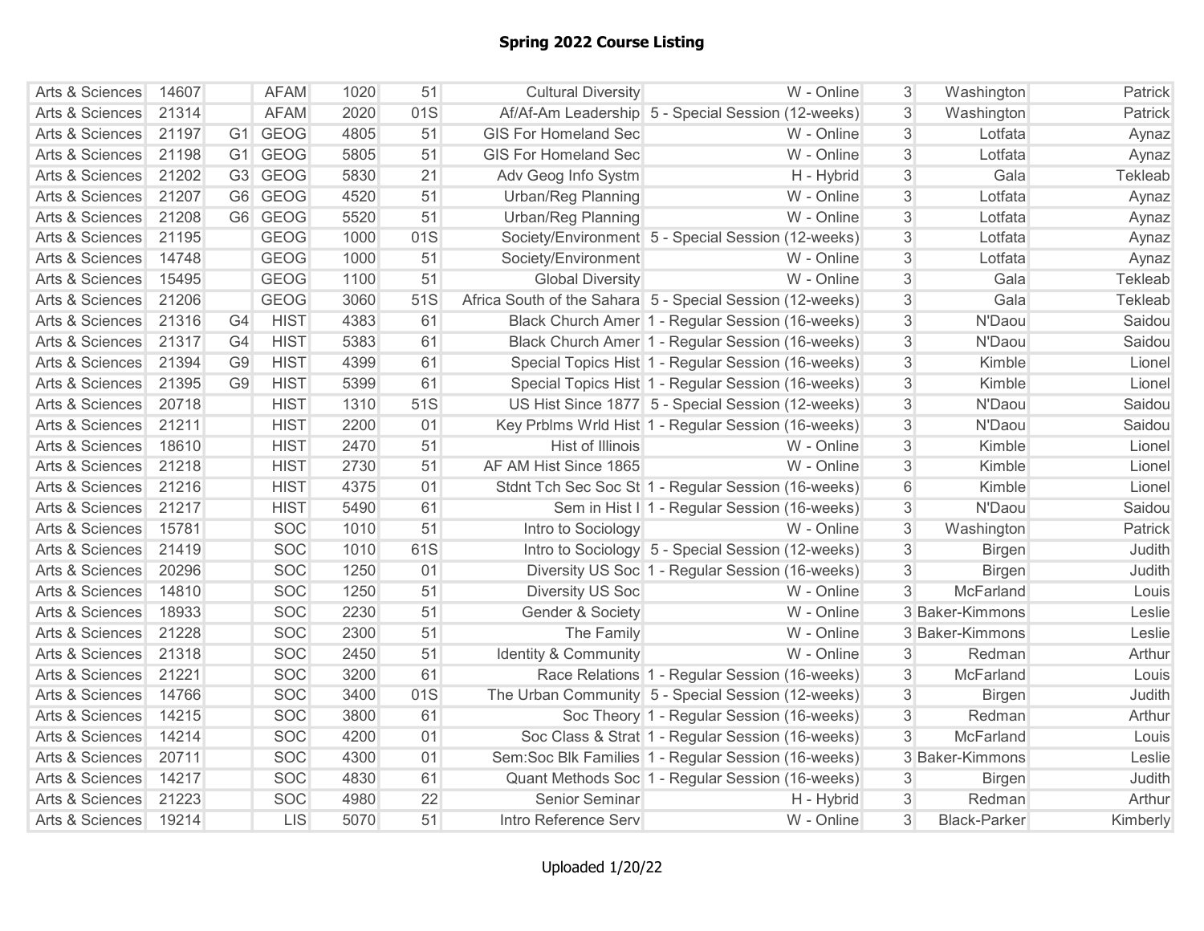# Spring 2022 Course Listing

| | | | | | | | | | | |
|---|---|---|---|---|---|---|---|---|---|---|
| Arts & Sciences | 14607 | | AFAM | 1020 | 51 | Cultural Diversity | W - Online | 3 | Washington | Patrick |
| Arts & Sciences | 21314 | | AFAM | 2020 | 01S | Af/Af-Am Leadership | 5 - Special Session (12-weeks) | 3 | Washington | Patrick |
| Arts & Sciences | 21197 | G1 | GEOG | 4805 | 51 | GIS For Homeland Sec | W - Online | 3 | Lotfata | Aynaz |
| Arts & Sciences | 21198 | G1 | GEOG | 5805 | 51 | GIS For Homeland Sec | W - Online | 3 | Lotfata | Aynaz |
| Arts & Sciences | 21202 | G3 | GEOG | 5830 | 21 | Adv Geog Info Systm | H - Hybrid | 3 | Gala | Tekleab |
| Arts & Sciences | 21207 | G6 | GEOG | 4520 | 51 | Urban/Reg Planning | W - Online | 3 | Lotfata | Aynaz |
| Arts & Sciences | 21208 | G6 | GEOG | 5520 | 51 | Urban/Reg Planning | W - Online | 3 | Lotfata | Aynaz |
| Arts & Sciences | 21195 | | GEOG | 1000 | 01S | Society/Environment | 5 - Special Session (12-weeks) | 3 | Lotfata | Aynaz |
| Arts & Sciences | 14748 | | GEOG | 1000 | 51 | Society/Environment | W - Online | 3 | Lotfata | Aynaz |
| Arts & Sciences | 15495 | | GEOG | 1100 | 51 | Global Diversity | W - Online | 3 | Gala | Tekleab |
| Arts & Sciences | 21206 | | GEOG | 3060 | 51S | Africa South of the Sahara | 5 - Special Session (12-weeks) | 3 | Gala | Tekleab |
| Arts & Sciences | 21316 | G4 | HIST | 4383 | 61 | Black Church Amer | 1 - Regular Session (16-weeks) | 3 | N'Daou | Saidou |
| Arts & Sciences | 21317 | G4 | HIST | 5383 | 61 | Black Church Amer | 1 - Regular Session (16-weeks) | 3 | N'Daou | Saidou |
| Arts & Sciences | 21394 | G9 | HIST | 4399 | 61 | Special Topics Hist | 1 - Regular Session (16-weeks) | 3 | Kimble | Lionel |
| Arts & Sciences | 21395 | G9 | HIST | 5399 | 61 | Special Topics Hist | 1 - Regular Session (16-weeks) | 3 | Kimble | Lionel |
| Arts & Sciences | 20718 | | HIST | 1310 | 51S | US Hist Since 1877 | 5 - Special Session (12-weeks) | 3 | N'Daou | Saidou |
| Arts & Sciences | 21211 | | HIST | 2200 | 01 | Key Prblms Wrld Hist | 1 - Regular Session (16-weeks) | 3 | N'Daou | Saidou |
| Arts & Sciences | 18610 | | HIST | 2470 | 51 | Hist of Illinois | W - Online | 3 | Kimble | Lionel |
| Arts & Sciences | 21218 | | HIST | 2730 | 51 | AF AM Hist Since 1865 | W - Online | 3 | Kimble | Lionel |
| Arts & Sciences | 21216 | | HIST | 4375 | 01 | Stdnt Tch Sec Soc St | 1 - Regular Session (16-weeks) | 6 | Kimble | Lionel |
| Arts & Sciences | 21217 | | HIST | 5490 | 61 | Sem in Hist I | 1 - Regular Session (16-weeks) | 3 | N'Daou | Saidou |
| Arts & Sciences | 15781 | | SOC | 1010 | 51 | Intro to Sociology | W - Online | 3 | Washington | Patrick |
| Arts & Sciences | 21419 | | SOC | 1010 | 61S | Intro to Sociology | 5 - Special Session (12-weeks) | 3 | Birgen | Judith |
| Arts & Sciences | 20296 | | SOC | 1250 | 01 | Diversity US Soc | 1 - Regular Session (16-weeks) | 3 | Birgen | Judith |
| Arts & Sciences | 14810 | | SOC | 1250 | 51 | Diversity US Soc | W - Online | 3 | McFarland | Louis |
| Arts & Sciences | 18933 | | SOC | 2230 | 51 | Gender & Society | W - Online | 3 | Baker-Kimmons | Leslie |
| Arts & Sciences | 21228 | | SOC | 2300 | 51 | The Family | W - Online | 3 | Baker-Kimmons | Leslie |
| Arts & Sciences | 21318 | | SOC | 2450 | 51 | Identity & Community | W - Online | 3 | Redman | Arthur |
| Arts & Sciences | 21221 | | SOC | 3200 | 61 | Race Relations | 1 - Regular Session (16-weeks) | 3 | McFarland | Louis |
| Arts & Sciences | 14766 | | SOC | 3400 | 01S | The Urban Community | 5 - Special Session (12-weeks) | 3 | Birgen | Judith |
| Arts & Sciences | 14215 | | SOC | 3800 | 61 | Soc Theory | 1 - Regular Session (16-weeks) | 3 | Redman | Arthur |
| Arts & Sciences | 14214 | | SOC | 4200 | 01 | Soc Class & Strat | 1 - Regular Session (16-weeks) | 3 | McFarland | Louis |
| Arts & Sciences | 20711 | | SOC | 4300 | 01 | Sem:Soc Blk Families | 1 - Regular Session (16-weeks) | 3 | Baker-Kimmons | Leslie |
| Arts & Sciences | 14217 | | SOC | 4830 | 61 | Quant Methods Soc | 1 - Regular Session (16-weeks) | 3 | Birgen | Judith |
| Arts & Sciences | 21223 | | SOC | 4980 | 22 | Senior Seminar | H - Hybrid | 3 | Redman | Arthur |
| Arts & Sciences | 19214 | | LIS | 5070 | 51 | Intro Reference Serv | W - Online | 3 | Black-Parker | Kimberly |

Uploaded 1/20/22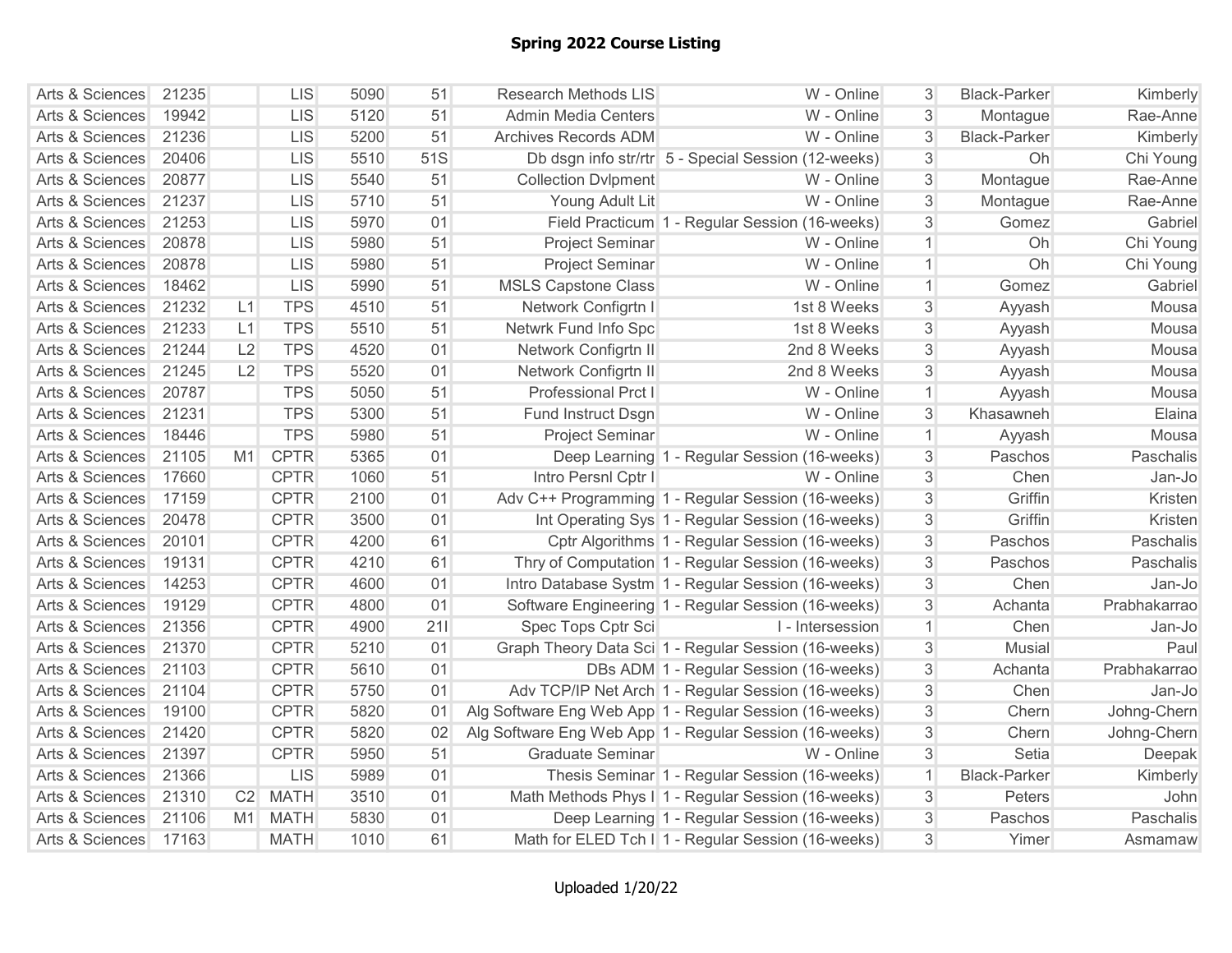## Spring 2022 Course Listing

| | | | | | | | | | | |
|---|---|---|---|---|---|---|---|---|---|---|
| Arts & Sciences | 21235 | | LIS | 5090 | 51 | Research Methods LIS | W - Online | 3 | Black-Parker | Kimberly |
| Arts & Sciences | 19942 | | LIS | 5120 | 51 | Admin Media Centers | W - Online | 3 | Montague | Rae-Anne |
| Arts & Sciences | 21236 | | LIS | 5200 | 51 | Archives Records ADM | W - Online | 3 | Black-Parker | Kimberly |
| Arts & Sciences | 20406 | | LIS | 5510 | 51S | Db dsgn info str/rtr | 5 - Special Session (12-weeks) | 3 | Oh | Chi Young |
| Arts & Sciences | 20877 | | LIS | 5540 | 51 | Collection Dvlpment | W - Online | 3 | Montague | Rae-Anne |
| Arts & Sciences | 21237 | | LIS | 5710 | 51 | Young Adult Lit | W - Online | 3 | Montague | Rae-Anne |
| Arts & Sciences | 21253 | | LIS | 5970 | 01 | Field Practicum | 1 - Regular Session (16-weeks) | 3 | Gomez | Gabriel |
| Arts & Sciences | 20878 | | LIS | 5980 | 51 | Project Seminar | W - Online | 1 | Oh | Chi Young |
| Arts & Sciences | 20878 | | LIS | 5980 | 51 | Project Seminar | W - Online | 1 | Oh | Chi Young |
| Arts & Sciences | 18462 | | LIS | 5990 | 51 | MSLS Capstone Class | W - Online | 1 | Gomez | Gabriel |
| Arts & Sciences | 21232 | L1 | TPS | 4510 | 51 | Network Configrtn I | 1st 8 Weeks | 3 | Ayyash | Mousa |
| Arts & Sciences | 21233 | L1 | TPS | 5510 | 51 | Netwrk Fund Info Spc | 1st 8 Weeks | 3 | Ayyash | Mousa |
| Arts & Sciences | 21244 | L2 | TPS | 4520 | 01 | Network Configrtn II | 2nd 8 Weeks | 3 | Ayyash | Mousa |
| Arts & Sciences | 21245 | L2 | TPS | 5520 | 01 | Network Configrtn II | 2nd 8 Weeks | 3 | Ayyash | Mousa |
| Arts & Sciences | 20787 | | TPS | 5050 | 51 | Professional Prct I | W - Online | 1 | Ayyash | Mousa |
| Arts & Sciences | 21231 | | TPS | 5300 | 51 | Fund Instruct Dsgn | W - Online | 3 | Khasawneh | Elaina |
| Arts & Sciences | 18446 | | TPS | 5980 | 51 | Project Seminar | W - Online | 1 | Ayyash | Mousa |
| Arts & Sciences | 21105 | M1 | CPTR | 5365 | 01 | Deep Learning | 1 - Regular Session (16-weeks) | 3 | Paschos | Paschalis |
| Arts & Sciences | 17660 | | CPTR | 1060 | 51 | Intro Persnl Cptr I | W - Online | 3 | Chen | Jan-Jo |
| Arts & Sciences | 17159 | | CPTR | 2100 | 01 | Adv C++ Programming | 1 - Regular Session (16-weeks) | 3 | Griffin | Kristen |
| Arts & Sciences | 20478 | | CPTR | 3500 | 01 | Int Operating Sys | 1 - Regular Session (16-weeks) | 3 | Griffin | Kristen |
| Arts & Sciences | 20101 | | CPTR | 4200 | 61 | Cptr Algorithms | 1 - Regular Session (16-weeks) | 3 | Paschos | Paschalis |
| Arts & Sciences | 19131 | | CPTR | 4210 | 61 | Thry of Computation | 1 - Regular Session (16-weeks) | 3 | Paschos | Paschalis |
| Arts & Sciences | 14253 | | CPTR | 4600 | 01 | Intro Database Systm | 1 - Regular Session (16-weeks) | 3 | Chen | Jan-Jo |
| Arts & Sciences | 19129 | | CPTR | 4800 | 01 | Software Engineering | 1 - Regular Session (16-weeks) | 3 | Achanta | Prabhakarrao |
| Arts & Sciences | 21356 | | CPTR | 4900 | 21I | Spec Tops Cptr Sci | I - Intersession | 1 | Chen | Jan-Jo |
| Arts & Sciences | 21370 | | CPTR | 5210 | 01 | Graph Theory Data Sci | 1 - Regular Session (16-weeks) | 3 | Musial | Paul |
| Arts & Sciences | 21103 | | CPTR | 5610 | 01 | DBs ADM | 1 - Regular Session (16-weeks) | 3 | Achanta | Prabhakarrao |
| Arts & Sciences | 21104 | | CPTR | 5750 | 01 | Adv TCP/IP Net Arch | 1 - Regular Session (16-weeks) | 3 | Chen | Jan-Jo |
| Arts & Sciences | 19100 | | CPTR | 5820 | 01 | Alg Software Eng Web App | 1 - Regular Session (16-weeks) | 3 | Chern | Johng-Chern |
| Arts & Sciences | 21420 | | CPTR | 5820 | 02 | Alg Software Eng Web App | 1 - Regular Session (16-weeks) | 3 | Chern | Johng-Chern |
| Arts & Sciences | 21397 | | CPTR | 5950 | 51 | Graduate Seminar | W - Online | 3 | Setia | Deepak |
| Arts & Sciences | 21366 | | LIS | 5989 | 01 | Thesis Seminar | 1 - Regular Session (16-weeks) | 1 | Black-Parker | Kimberly |
| Arts & Sciences | 21310 | C2 | MATH | 3510 | 01 | Math Methods Phys I | 1 - Regular Session (16-weeks) | 3 | Peters | John |
| Arts & Sciences | 21106 | M1 | MATH | 5830 | 01 | Deep Learning | 1 - Regular Session (16-weeks) | 3 | Paschos | Paschalis |
| Arts & Sciences | 17163 | | MATH | 1010 | 61 | Math for ELED Tch I | 1 - Regular Session (16-weeks) | 3 | Yimer | Asmamaw |

Uploaded 1/20/22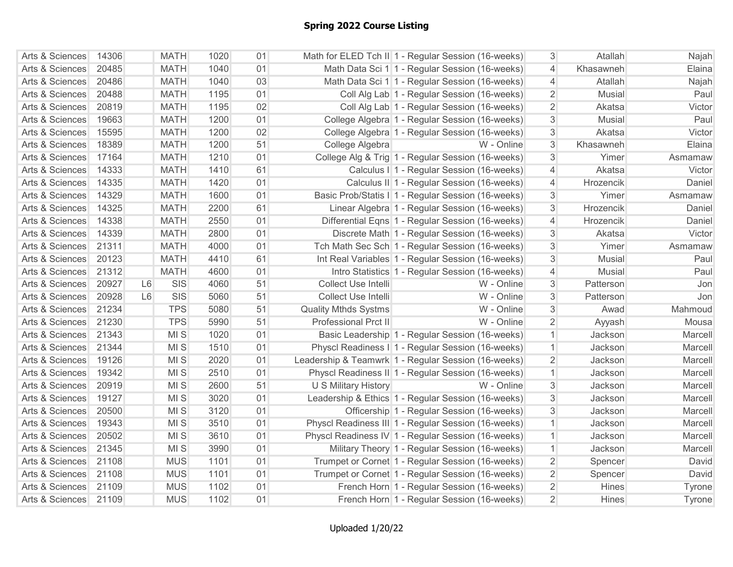## Spring 2022 Course Listing

| | | | | | | | | | | |
|---|---|---|---|---|---|---|---|---|---|---|
| Arts & Sciences | 14306 | | MATH | 1020 | 01 | Math for ELED Tch II | 1 - Regular Session (16-weeks) | 3 | Atallah | Najah |
| Arts & Sciences | 20485 | | MATH | 1040 | 01 | Math Data Sci 1 | 1 - Regular Session (16-weeks) | 4 | Khasawneh | Elaina |
| Arts & Sciences | 20486 | | MATH | 1040 | 03 | Math Data Sci 1 | 1 - Regular Session (16-weeks) | 4 | Atallah | Najah |
| Arts & Sciences | 20488 | | MATH | 1195 | 01 | Coll Alg Lab | 1 - Regular Session (16-weeks) | 2 | Musial | Paul |
| Arts & Sciences | 20819 | | MATH | 1195 | 02 | Coll Alg Lab | 1 - Regular Session (16-weeks) | 2 | Akatsa | Victor |
| Arts & Sciences | 19663 | | MATH | 1200 | 01 | College Algebra | 1 - Regular Session (16-weeks) | 3 | Musial | Paul |
| Arts & Sciences | 15595 | | MATH | 1200 | 02 | College Algebra | 1 - Regular Session (16-weeks) | 3 | Akatsa | Victor |
| Arts & Sciences | 18389 | | MATH | 1200 | 51 | College Algebra | W - Online | 3 | Khasawneh | Elaina |
| Arts & Sciences | 17164 | | MATH | 1210 | 01 | College Alg & Trig | 1 - Regular Session (16-weeks) | 3 | Yimer | Asmamaw |
| Arts & Sciences | 14333 | | MATH | 1410 | 61 | Calculus I | 1 - Regular Session (16-weeks) | 4 | Akatsa | Victor |
| Arts & Sciences | 14335 | | MATH | 1420 | 01 | Calculus II | 1 - Regular Session (16-weeks) | 4 | Hrozencik | Daniel |
| Arts & Sciences | 14329 | | MATH | 1600 | 01 | Basic Prob/Statis I | 1 - Regular Session (16-weeks) | 3 | Yimer | Asmamaw |
| Arts & Sciences | 14325 | | MATH | 2200 | 61 | Linear Algebra | 1 - Regular Session (16-weeks) | 3 | Hrozencik | Daniel |
| Arts & Sciences | 14338 | | MATH | 2550 | 01 | Differential Eqns | 1 - Regular Session (16-weeks) | 4 | Hrozencik | Daniel |
| Arts & Sciences | 14339 | | MATH | 2800 | 01 | Discrete Math | 1 - Regular Session (16-weeks) | 3 | Akatsa | Victor |
| Arts & Sciences | 21311 | | MATH | 4000 | 01 | Tch Math Sec Sch | 1 - Regular Session (16-weeks) | 3 | Yimer | Asmamaw |
| Arts & Sciences | 20123 | | MATH | 4410 | 61 | Int Real Variables | 1 - Regular Session (16-weeks) | 3 | Musial | Paul |
| Arts & Sciences | 21312 | | MATH | 4600 | 01 | Intro Statistics | 1 - Regular Session (16-weeks) | 4 | Musial | Paul |
| Arts & Sciences | 20927 | L6 | SIS | 4060 | 51 | Collect Use Intelli | W - Online | 3 | Patterson | Jon |
| Arts & Sciences | 20928 | L6 | SIS | 5060 | 51 | Collect Use Intelli | W - Online | 3 | Patterson | Jon |
| Arts & Sciences | 21234 | | TPS | 5080 | 51 | Quality Mthds Systms | W - Online | 3 | Awad | Mahmoud |
| Arts & Sciences | 21230 | | TPS | 5990 | 51 | Professional Prct II | W - Online | 2 | Ayyash | Mousa |
| Arts & Sciences | 21343 | | MI S | 1020 | 01 | Basic Leadership | 1 - Regular Session (16-weeks) | 1 | Jackson | Marcell |
| Arts & Sciences | 21344 | | MI S | 1510 | 01 | Physcl Readiness I | 1 - Regular Session (16-weeks) | 1 | Jackson | Marcell |
| Arts & Sciences | 19126 | | MI S | 2020 | 01 | Leadership & Teamwrk | 1 - Regular Session (16-weeks) | 2 | Jackson | Marcell |
| Arts & Sciences | 19342 | | MI S | 2510 | 01 | Physcl Readiness II | 1 - Regular Session (16-weeks) | 1 | Jackson | Marcell |
| Arts & Sciences | 20919 | | MI S | 2600 | 51 | U S Military History | W - Online | 3 | Jackson | Marcell |
| Arts & Sciences | 19127 | | MI S | 3020 | 01 | Leadership & Ethics | 1 - Regular Session (16-weeks) | 3 | Jackson | Marcell |
| Arts & Sciences | 20500 | | MI S | 3120 | 01 | Officership | 1 - Regular Session (16-weeks) | 3 | Jackson | Marcell |
| Arts & Sciences | 19343 | | MI S | 3510 | 01 | Physcl Readiness III | 1 - Regular Session (16-weeks) | 1 | Jackson | Marcell |
| Arts & Sciences | 20502 | | MI S | 3610 | 01 | Physcl Readiness IV | 1 - Regular Session (16-weeks) | 1 | Jackson | Marcell |
| Arts & Sciences | 21345 | | MI S | 3990 | 01 | Military Theory | 1 - Regular Session (16-weeks) | 1 | Jackson | Marcell |
| Arts & Sciences | 21108 | | MUS | 1101 | 01 | Trumpet or Cornet | 1 - Regular Session (16-weeks) | 2 | Spencer | David |
| Arts & Sciences | 21108 | | MUS | 1101 | 01 | Trumpet or Cornet | 1 - Regular Session (16-weeks) | 2 | Spencer | David |
| Arts & Sciences | 21109 | | MUS | 1102 | 01 | French Horn | 1 - Regular Session (16-weeks) | 2 | Hines | Tyrone |
| Arts & Sciences | 21109 | | MUS | 1102 | 01 | French Horn | 1 - Regular Session (16-weeks) | 2 | Hines | Tyrone |

Uploaded 1/20/22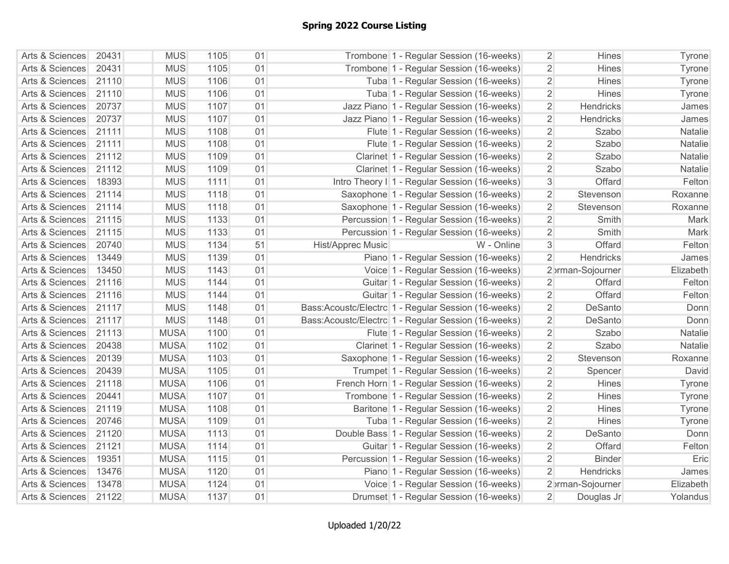**Spring 2022 Course Listing**

| | | | | | | | | | | |
|---|---|---|---|---|---|---|---|---|---|---|
| Arts & Sciences | 20431 | | MUS | 1105 | 01 | Trombone | 1 - Regular Session (16-weeks) | 2 | Hines | Tyrone |
| Arts & Sciences | 20431 | | MUS | 1105 | 01 | Trombone | 1 - Regular Session (16-weeks) | 2 | Hines | Tyrone |
| Arts & Sciences | 21110 | | MUS | 1106 | 01 | Tuba | 1 - Regular Session (16-weeks) | 2 | Hines | Tyrone |
| Arts & Sciences | 21110 | | MUS | 1106 | 01 | Tuba | 1 - Regular Session (16-weeks) | 2 | Hines | Tyrone |
| Arts & Sciences | 20737 | | MUS | 1107 | 01 | Jazz Piano | 1 - Regular Session (16-weeks) | 2 | Hendricks | James |
| Arts & Sciences | 20737 | | MUS | 1107 | 01 | Jazz Piano | 1 - Regular Session (16-weeks) | 2 | Hendricks | James |
| Arts & Sciences | 21111 | | MUS | 1108 | 01 | Flute | 1 - Regular Session (16-weeks) | 2 | Szabo | Natalie |
| Arts & Sciences | 21111 | | MUS | 1108 | 01 | Flute | 1 - Regular Session (16-weeks) | 2 | Szabo | Natalie |
| Arts & Sciences | 21112 | | MUS | 1109 | 01 | Clarinet | 1 - Regular Session (16-weeks) | 2 | Szabo | Natalie |
| Arts & Sciences | 21112 | | MUS | 1109 | 01 | Clarinet | 1 - Regular Session (16-weeks) | 2 | Szabo | Natalie |
| Arts & Sciences | 18393 | | MUS | 1111 | 01 | Intro Theory I | 1 - Regular Session (16-weeks) | 3 | Offard | Felton |
| Arts & Sciences | 21114 | | MUS | 1118 | 01 | Saxophone | 1 - Regular Session (16-weeks) | 2 | Stevenson | Roxanne |
| Arts & Sciences | 21114 | | MUS | 1118 | 01 | Saxophone | 1 - Regular Session (16-weeks) | 2 | Stevenson | Roxanne |
| Arts & Sciences | 21115 | | MUS | 1133 | 01 | Percussion | 1 - Regular Session (16-weeks) | 2 | Smith | Mark |
| Arts & Sciences | 21115 | | MUS | 1133 | 01 | Percussion | 1 - Regular Session (16-weeks) | 2 | Smith | Mark |
| Arts & Sciences | 20740 | | MUS | 1134 | 51 | Hist/Apprec Music | W - Online | 3 | Offard | Felton |
| Arts & Sciences | 13449 | | MUS | 1139 | 01 | Piano | 1 - Regular Session (16-weeks) | 2 | Hendricks | James |
| Arts & Sciences | 13450 | | MUS | 1143 | 01 | Voice | 1 - Regular Session (16-weeks) | 2 | rman-Sojourner | Elizabeth |
| Arts & Sciences | 21116 | | MUS | 1144 | 01 | Guitar | 1 - Regular Session (16-weeks) | 2 | Offard | Felton |
| Arts & Sciences | 21116 | | MUS | 1144 | 01 | Guitar | 1 - Regular Session (16-weeks) | 2 | Offard | Felton |
| Arts & Sciences | 21117 | | MUS | 1148 | 01 | Bass:Acoustc/Electrc | 1 - Regular Session (16-weeks) | 2 | DeSanto | Donn |
| Arts & Sciences | 21117 | | MUS | 1148 | 01 | Bass:Acoustc/Electrc | 1 - Regular Session (16-weeks) | 2 | DeSanto | Donn |
| Arts & Sciences | 21113 | | MUSA | 1100 | 01 | Flute | 1 - Regular Session (16-weeks) | 2 | Szabo | Natalie |
| Arts & Sciences | 20438 | | MUSA | 1102 | 01 | Clarinet | 1 - Regular Session (16-weeks) | 2 | Szabo | Natalie |
| Arts & Sciences | 20139 | | MUSA | 1103 | 01 | Saxophone | 1 - Regular Session (16-weeks) | 2 | Stevenson | Roxanne |
| Arts & Sciences | 20439 | | MUSA | 1105 | 01 | Trumpet | 1 - Regular Session (16-weeks) | 2 | Spencer | David |
| Arts & Sciences | 21118 | | MUSA | 1106 | 01 | French Horn | 1 - Regular Session (16-weeks) | 2 | Hines | Tyrone |
| Arts & Sciences | 20441 | | MUSA | 1107 | 01 | Trombone | 1 - Regular Session (16-weeks) | 2 | Hines | Tyrone |
| Arts & Sciences | 21119 | | MUSA | 1108 | 01 | Baritone | 1 - Regular Session (16-weeks) | 2 | Hines | Tyrone |
| Arts & Sciences | 20746 | | MUSA | 1109 | 01 | Tuba | 1 - Regular Session (16-weeks) | 2 | Hines | Tyrone |
| Arts & Sciences | 21120 | | MUSA | 1113 | 01 | Double Bass | 1 - Regular Session (16-weeks) | 2 | DeSanto | Donn |
| Arts & Sciences | 21121 | | MUSA | 1114 | 01 | Guitar | 1 - Regular Session (16-weeks) | 2 | Offard | Felton |
| Arts & Sciences | 19351 | | MUSA | 1115 | 01 | Percussion | 1 - Regular Session (16-weeks) | 2 | Binder | Eric |
| Arts & Sciences | 13476 | | MUSA | 1120 | 01 | Piano | 1 - Regular Session (16-weeks) | 2 | Hendricks | James |
| Arts & Sciences | 13478 | | MUSA | 1124 | 01 | Voice | 1 - Regular Session (16-weeks) | 2 | rman-Sojourner | Elizabeth |
| Arts & Sciences | 21122 | | MUSA | 1137 | 01 | Drumset | 1 - Regular Session (16-weeks) | 2 | Douglas Jr | Yolandus |

Uploaded 1/20/22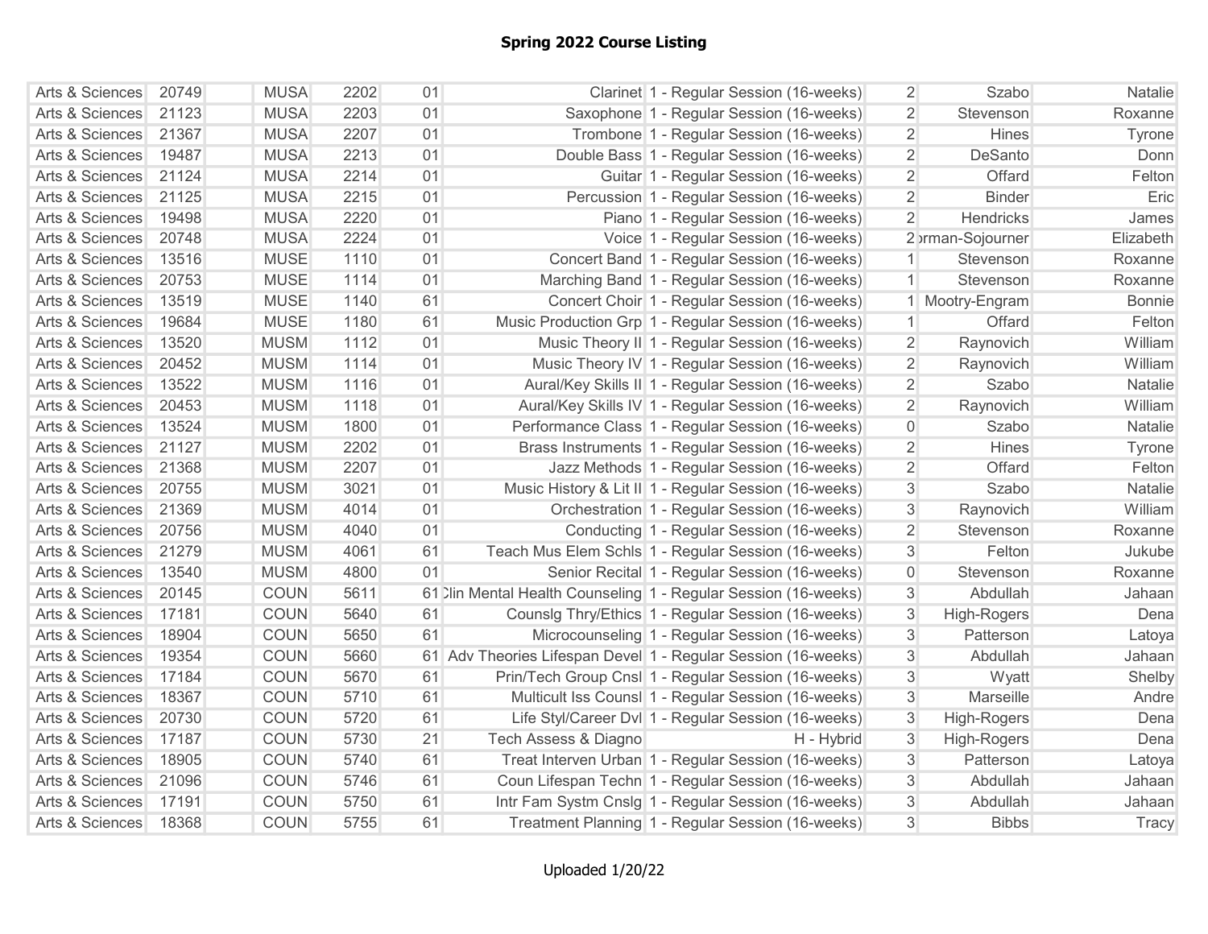# Spring 2022 Course Listing

| | | | | | | | | | | |
|---|---|---|---|---|---|---|---|---|---|---|
| Arts & Sciences | 20749 | | MUSA | 2202 | 01 | Clarinet | 1 - Regular Session (16-weeks) | 2 | Szabo | Natalie |
| Arts & Sciences | 21123 | | MUSA | 2203 | 01 | Saxophone | 1 - Regular Session (16-weeks) | 2 | Stevenson | Roxanne |
| Arts & Sciences | 21367 | | MUSA | 2207 | 01 | Trombone | 1 - Regular Session (16-weeks) | 2 | Hines | Tyrone |
| Arts & Sciences | 19487 | | MUSA | 2213 | 01 | Double Bass | 1 - Regular Session (16-weeks) | 2 | DeSanto | Donn |
| Arts & Sciences | 21124 | | MUSA | 2214 | 01 | Guitar | 1 - Regular Session (16-weeks) | 2 | Offard | Felton |
| Arts & Sciences | 21125 | | MUSA | 2215 | 01 | Percussion | 1 - Regular Session (16-weeks) | 2 | Binder | Eric |
| Arts & Sciences | 19498 | | MUSA | 2220 | 01 | Piano | 1 - Regular Session (16-weeks) | 2 | Hendricks | James |
| Arts & Sciences | 20748 | | MUSA | 2224 | 01 | Voice | 1 - Regular Session (16-weeks) | 2 | orman-Sojourner | Elizabeth |
| Arts & Sciences | 13516 | | MUSE | 1110 | 01 | Concert Band | 1 - Regular Session (16-weeks) | 1 | Stevenson | Roxanne |
| Arts & Sciences | 20753 | | MUSE | 1114 | 01 | Marching Band | 1 - Regular Session (16-weeks) | 1 | Stevenson | Roxanne |
| Arts & Sciences | 13519 | | MUSE | 1140 | 61 | Concert Choir | 1 - Regular Session (16-weeks) | 1 | Mootry-Engram | Bonnie |
| Arts & Sciences | 19684 | | MUSE | 1180 | 61 | Music Production Grp | 1 - Regular Session (16-weeks) | 1 | Offard | Felton |
| Arts & Sciences | 13520 | | MUSM | 1112 | 01 | Music Theory II | 1 - Regular Session (16-weeks) | 2 | Raynovich | William |
| Arts & Sciences | 20452 | | MUSM | 1114 | 01 | Music Theory IV | 1 - Regular Session (16-weeks) | 2 | Raynovich | William |
| Arts & Sciences | 13522 | | MUSM | 1116 | 01 | Aural/Key Skills II | 1 - Regular Session (16-weeks) | 2 | Szabo | Natalie |
| Arts & Sciences | 20453 | | MUSM | 1118 | 01 | Aural/Key Skills IV | 1 - Regular Session (16-weeks) | 2 | Raynovich | William |
| Arts & Sciences | 13524 | | MUSM | 1800 | 01 | Performance Class | 1 - Regular Session (16-weeks) | 0 | Szabo | Natalie |
| Arts & Sciences | 21127 | | MUSM | 2202 | 01 | Brass Instruments | 1 - Regular Session (16-weeks) | 2 | Hines | Tyrone |
| Arts & Sciences | 21368 | | MUSM | 2207 | 01 | Jazz Methods | 1 - Regular Session (16-weeks) | 2 | Offard | Felton |
| Arts & Sciences | 20755 | | MUSM | 3021 | 01 | Music History & Lit II | 1 - Regular Session (16-weeks) | 3 | Szabo | Natalie |
| Arts & Sciences | 21369 | | MUSM | 4014 | 01 | Orchestration | 1 - Regular Session (16-weeks) | 3 | Raynovich | William |
| Arts & Sciences | 20756 | | MUSM | 4040 | 01 | Conducting | 1 - Regular Session (16-weeks) | 2 | Stevenson | Roxanne |
| Arts & Sciences | 21279 | | MUSM | 4061 | 61 | Teach Mus Elem Schls | 1 - Regular Session (16-weeks) | 3 | Felton | Jukube |
| Arts & Sciences | 13540 | | MUSM | 4800 | 01 | Senior Recital | 1 - Regular Session (16-weeks) | 0 | Stevenson | Roxanne |
| Arts & Sciences | 20145 | | COUN | 5611 | 61 | Clin Mental Health Counseling | 1 - Regular Session (16-weeks) | 3 | Abdullah | Jahaan |
| Arts & Sciences | 17181 | | COUN | 5640 | 61 | Counslg Thry/Ethics | 1 - Regular Session (16-weeks) | 3 | High-Rogers | Dena |
| Arts & Sciences | 18904 | | COUN | 5650 | 61 | Microcounseling | 1 - Regular Session (16-weeks) | 3 | Patterson | Latoya |
| Arts & Sciences | 19354 | | COUN | 5660 | 61 | Adv Theories Lifespan Devel | 1 - Regular Session (16-weeks) | 3 | Abdullah | Jahaan |
| Arts & Sciences | 17184 | | COUN | 5670 | 61 | Prin/Tech Group Cnsl | 1 - Regular Session (16-weeks) | 3 | Wyatt | Shelby |
| Arts & Sciences | 18367 | | COUN | 5710 | 61 | Multicult Iss Counsl | 1 - Regular Session (16-weeks) | 3 | Marseille | Andre |
| Arts & Sciences | 20730 | | COUN | 5720 | 61 | Life Styl/Career Dvl | 1 - Regular Session (16-weeks) | 3 | High-Rogers | Dena |
| Arts & Sciences | 17187 | | COUN | 5730 | 21 | Tech Assess & Diagno | H - Hybrid | 3 | High-Rogers | Dena |
| Arts & Sciences | 18905 | | COUN | 5740 | 61 | Treat Interven Urban | 1 - Regular Session (16-weeks) | 3 | Patterson | Latoya |
| Arts & Sciences | 21096 | | COUN | 5746 | 61 | Coun Lifespan Techn | 1 - Regular Session (16-weeks) | 3 | Abdullah | Jahaan |
| Arts & Sciences | 17191 | | COUN | 5750 | 61 | Intr Fam Systm Cnslg | 1 - Regular Session (16-weeks) | 3 | Abdullah | Jahaan |
| Arts & Sciences | 18368 | | COUN | 5755 | 61 | Treatment Planning | 1 - Regular Session (16-weeks) | 3 | Bibbs | Tracy |

Uploaded 1/20/22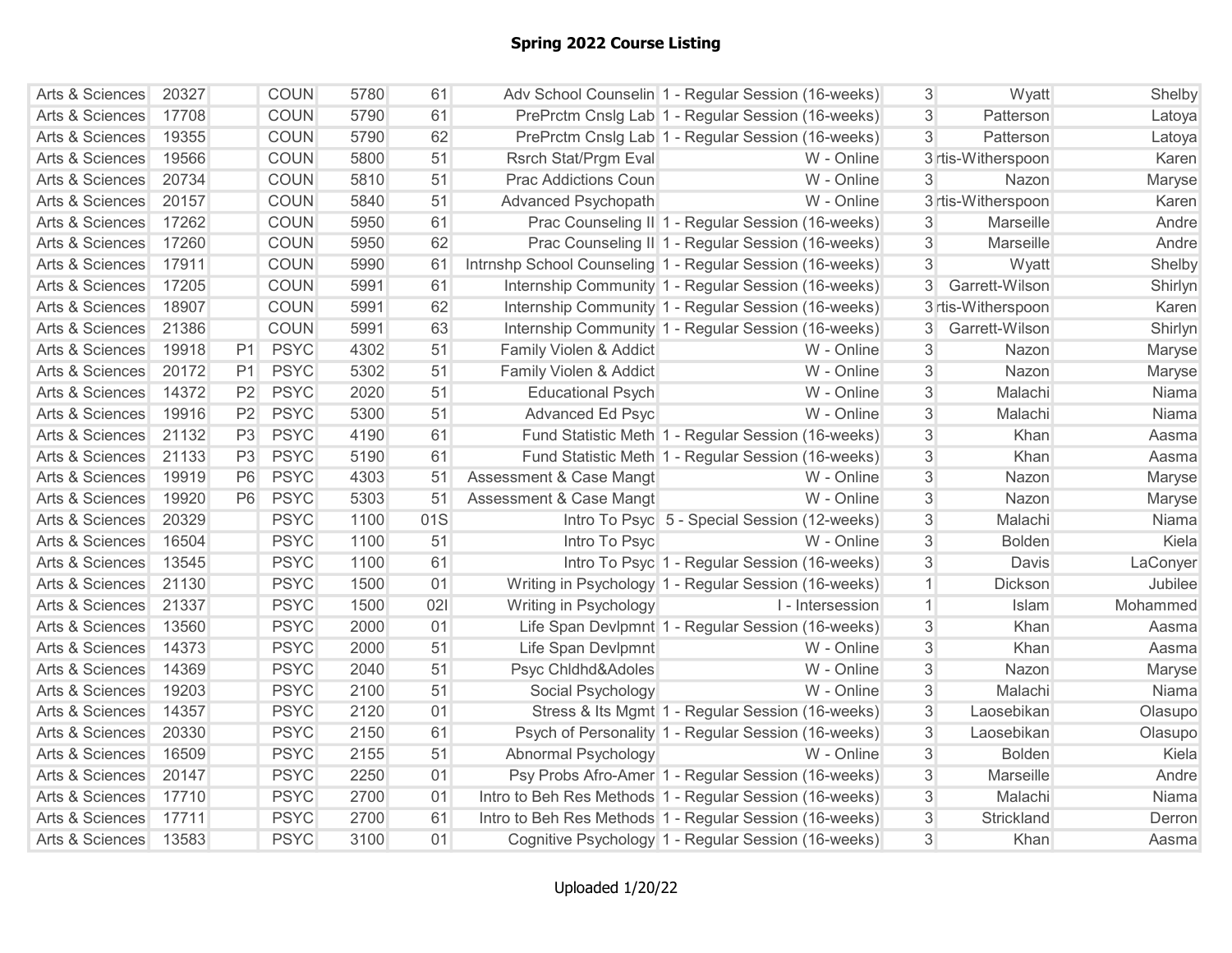# Spring 2022 Course Listing

| | | | | | | | | | | |
|---|---|---|---|---|---|---|---|---|---|---|
| Arts & Sciences | 20327 | | COUN | 5780 | 61 | Adv School Counselin | 1 - Regular Session (16-weeks) | 3 | Wyatt | Shelby |
| Arts & Sciences | 17708 | | COUN | 5790 | 61 | PrePrctm Cnslg Lab | 1 - Regular Session (16-weeks) | 3 | Patterson | Latoya |
| Arts & Sciences | 19355 | | COUN | 5790 | 62 | PrePrctm Cnslg Lab | 1 - Regular Session (16-weeks) | 3 | Patterson | Latoya |
| Arts & Sciences | 19566 | | COUN | 5800 | 51 | Rsrch Stat/Prgm Eval | W - Online | 3 | rtis-Witherspoon | Karen |
| Arts & Sciences | 20734 | | COUN | 5810 | 51 | Prac Addictions Coun | W - Online | 3 | Nazon | Maryse |
| Arts & Sciences | 20157 | | COUN | 5840 | 51 | Advanced Psychopath | W - Online | 3 | rtis-Witherspoon | Karen |
| Arts & Sciences | 17262 | | COUN | 5950 | 61 | Prac Counseling II | 1 - Regular Session (16-weeks) | 3 | Marseille | Andre |
| Arts & Sciences | 17260 | | COUN | 5950 | 62 | Prac Counseling II | 1 - Regular Session (16-weeks) | 3 | Marseille | Andre |
| Arts & Sciences | 17911 | | COUN | 5990 | 61 | Intrnshp School Counseling | 1 - Regular Session (16-weeks) | 3 | Wyatt | Shelby |
| Arts & Sciences | 17205 | | COUN | 5991 | 61 | Internship Community | 1 - Regular Session (16-weeks) | 3 | Garrett-Wilson | Shirlyn |
| Arts & Sciences | 18907 | | COUN | 5991 | 62 | Internship Community | 1 - Regular Session (16-weeks) | 3 | rtis-Witherspoon | Karen |
| Arts & Sciences | 21386 | | COUN | 5991 | 63 | Internship Community | 1 - Regular Session (16-weeks) | 3 | Garrett-Wilson | Shirlyn |
| Arts & Sciences | 19918 | P1 | PSYC | 4302 | 51 | Family Violen & Addict | W - Online | 3 | Nazon | Maryse |
| Arts & Sciences | 20172 | P1 | PSYC | 5302 | 51 | Family Violen & Addict | W - Online | 3 | Nazon | Maryse |
| Arts & Sciences | 14372 | P2 | PSYC | 2020 | 51 | Educational Psych | W - Online | 3 | Malachi | Niama |
| Arts & Sciences | 19916 | P2 | PSYC | 5300 | 51 | Advanced Ed Psyc | W - Online | 3 | Malachi | Niama |
| Arts & Sciences | 21132 | P3 | PSYC | 4190 | 61 | Fund Statistic Meth | 1 - Regular Session (16-weeks) | 3 | Khan | Aasma |
| Arts & Sciences | 21133 | P3 | PSYC | 5190 | 61 | Fund Statistic Meth | 1 - Regular Session (16-weeks) | 3 | Khan | Aasma |
| Arts & Sciences | 19919 | P6 | PSYC | 4303 | 51 | Assessment & Case Mangt | W - Online | 3 | Nazon | Maryse |
| Arts & Sciences | 19920 | P6 | PSYC | 5303 | 51 | Assessment & Case Mangt | W - Online | 3 | Nazon | Maryse |
| Arts & Sciences | 20329 | | PSYC | 1100 | 01S | Intro To Psyc | 5 - Special Session (12-weeks) | 3 | Malachi | Niama |
| Arts & Sciences | 16504 | | PSYC | 1100 | 51 | Intro To Psyc | W - Online | 3 | Bolden | Kiela |
| Arts & Sciences | 13545 | | PSYC | 1100 | 61 | Intro To Psyc | 1 - Regular Session (16-weeks) | 3 | Davis | LaConyer |
| Arts & Sciences | 21130 | | PSYC | 1500 | 01 | Writing in Psychology | 1 - Regular Session (16-weeks) | 1 | Dickson | Jubilee |
| Arts & Sciences | 21337 | | PSYC | 1500 | 02I | Writing in Psychology | I - Intersession | 1 | Islam | Mohammed |
| Arts & Sciences | 13560 | | PSYC | 2000 | 01 | Life Span Devlpmnt | 1 - Regular Session (16-weeks) | 3 | Khan | Aasma |
| Arts & Sciences | 14373 | | PSYC | 2000 | 51 | Life Span Devlpmnt | W - Online | 3 | Khan | Aasma |
| Arts & Sciences | 14369 | | PSYC | 2040 | 51 | Psyc Chldhd&Adoles | W - Online | 3 | Nazon | Maryse |
| Arts & Sciences | 19203 | | PSYC | 2100 | 51 | Social Psychology | W - Online | 3 | Malachi | Niama |
| Arts & Sciences | 14357 | | PSYC | 2120 | 01 | Stress & Its Mgmt | 1 - Regular Session (16-weeks) | 3 | Laosebikan | Olasupo |
| Arts & Sciences | 20330 | | PSYC | 2150 | 61 | Psych of Personality | 1 - Regular Session (16-weeks) | 3 | Laosebikan | Olasupo |
| Arts & Sciences | 16509 | | PSYC | 2155 | 51 | Abnormal Psychology | W - Online | 3 | Bolden | Kiela |
| Arts & Sciences | 20147 | | PSYC | 2250 | 01 | Psy Probs Afro-Amer | 1 - Regular Session (16-weeks) | 3 | Marseille | Andre |
| Arts & Sciences | 17710 | | PSYC | 2700 | 01 | Intro to Beh Res Methods | 1 - Regular Session (16-weeks) | 3 | Malachi | Niama |
| Arts & Sciences | 17711 | | PSYC | 2700 | 61 | Intro to Beh Res Methods | 1 - Regular Session (16-weeks) | 3 | Strickland | Derron |
| Arts & Sciences | 13583 | | PSYC | 3100 | 01 | Cognitive Psychology | 1 - Regular Session (16-weeks) | 3 | Khan | Aasma |

Uploaded 1/20/22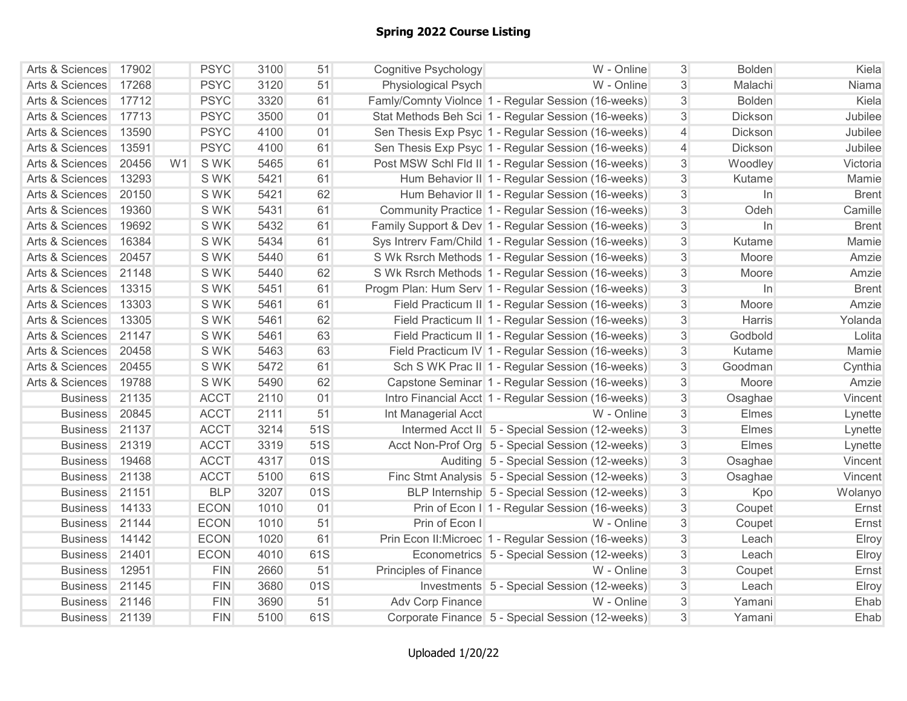# Spring 2022 Course Listing

| | | | | | | | | | | |
|---|---|---|---|---|---|---|---|---|---|---|
| Arts & Sciences | 17902 | | PSYC | 3100 | 51 | Cognitive Psychology | W - Online | 3 | Bolden | Kiela |
| Arts & Sciences | 17268 | | PSYC | 3120 | 51 | Physiological Psych | W - Online | 3 | Malachi | Niama |
| Arts & Sciences | 17712 | | PSYC | 3320 | 61 | Famly/Comnty Violnce | 1 - Regular Session (16-weeks) | 3 | Bolden | Kiela |
| Arts & Sciences | 17713 | | PSYC | 3500 | 01 | Stat Methods Beh Sci | 1 - Regular Session (16-weeks) | 3 | Dickson | Jubilee |
| Arts & Sciences | 13590 | | PSYC | 4100 | 01 | Sen Thesis Exp Psyc | 1 - Regular Session (16-weeks) | 4 | Dickson | Jubilee |
| Arts & Sciences | 13591 | | PSYC | 4100 | 61 | Sen Thesis Exp Psyc | 1 - Regular Session (16-weeks) | 4 | Dickson | Jubilee |
| Arts & Sciences | 20456 | W1 | S WK | 5465 | 61 | Post MSW Schl Fld II | 1 - Regular Session (16-weeks) | 3 | Woodley | Victoria |
| Arts & Sciences | 13293 | | S WK | 5421 | 61 | Hum Behavior II | 1 - Regular Session (16-weeks) | 3 | Kutame | Mamie |
| Arts & Sciences | 20150 | | S WK | 5421 | 62 | Hum Behavior II | 1 - Regular Session (16-weeks) | 3 | In | Brent |
| Arts & Sciences | 19360 | | S WK | 5431 | 61 | Community Practice | 1 - Regular Session (16-weeks) | 3 | Odeh | Camille |
| Arts & Sciences | 19692 | | S WK | 5432 | 61 | Family Support & Dev | 1 - Regular Session (16-weeks) | 3 | In | Brent |
| Arts & Sciences | 16384 | | S WK | 5434 | 61 | Sys Intrerv Fam/Child | 1 - Regular Session (16-weeks) | 3 | Kutame | Mamie |
| Arts & Sciences | 20457 | | S WK | 5440 | 61 | S Wk Rsrch Methods | 1 - Regular Session (16-weeks) | 3 | Moore | Amzie |
| Arts & Sciences | 21148 | | S WK | 5440 | 62 | S Wk Rsrch Methods | 1 - Regular Session (16-weeks) | 3 | Moore | Amzie |
| Arts & Sciences | 13315 | | S WK | 5451 | 61 | Progm Plan: Hum Serv | 1 - Regular Session (16-weeks) | 3 | In | Brent |
| Arts & Sciences | 13303 | | S WK | 5461 | 61 | Field Practicum II | 1 - Regular Session (16-weeks) | 3 | Moore | Amzie |
| Arts & Sciences | 13305 | | S WK | 5461 | 62 | Field Practicum II | 1 - Regular Session (16-weeks) | 3 | Harris | Yolanda |
| Arts & Sciences | 21147 | | S WK | 5461 | 63 | Field Practicum II | 1 - Regular Session (16-weeks) | 3 | Godbold | Lolita |
| Arts & Sciences | 20458 | | S WK | 5463 | 63 | Field Practicum IV | 1 - Regular Session (16-weeks) | 3 | Kutame | Mamie |
| Arts & Sciences | 20455 | | S WK | 5472 | 61 | Sch S WK Prac II | 1 - Regular Session (16-weeks) | 3 | Goodman | Cynthia |
| Arts & Sciences | 19788 | | S WK | 5490 | 62 | Capstone Seminar | 1 - Regular Session (16-weeks) | 3 | Moore | Amzie |
| Business | 21135 | | ACCT | 2110 | 01 | Intro Financial Acct | 1 - Regular Session (16-weeks) | 3 | Osaghae | Vincent |
| Business | 20845 | | ACCT | 2111 | 51 | Int Managerial Acct | W - Online | 3 | Elmes | Lynette |
| Business | 21137 | | ACCT | 3214 | 51S | Intermed Acct II | 5 - Special Session (12-weeks) | 3 | Elmes | Lynette |
| Business | 21319 | | ACCT | 3319 | 51S | Acct Non-Prof Org | 5 - Special Session (12-weeks) | 3 | Elmes | Lynette |
| Business | 19468 | | ACCT | 4317 | 01S | Auditing | 5 - Special Session (12-weeks) | 3 | Osaghae | Vincent |
| Business | 21138 | | ACCT | 5100 | 61S | Finc Stmt Analysis | 5 - Special Session (12-weeks) | 3 | Osaghae | Vincent |
| Business | 21151 | | BLP | 3207 | 01S | BLP Internship | 5 - Special Session (12-weeks) | 3 | Kpo | Wolanyo |
| Business | 14133 | | ECON | 1010 | 01 | Prin of Econ I | 1 - Regular Session (16-weeks) | 3 | Coupet | Ernst |
| Business | 21144 | | ECON | 1010 | 51 | Prin of Econ I | W - Online | 3 | Coupet | Ernst |
| Business | 14142 | | ECON | 1020 | 61 | Prin Econ II:Microec | 1 - Regular Session (16-weeks) | 3 | Leach | Elroy |
| Business | 21401 | | ECON | 4010 | 61S | Econometrics | 5 - Special Session (12-weeks) | 3 | Leach | Elroy |
| Business | 12951 | | FIN | 2660 | 51 | Principles of Finance | W - Online | 3 | Coupet | Ernst |
| Business | 21145 | | FIN | 3680 | 01S | Investments | 5 - Special Session (12-weeks) | 3 | Leach | Elroy |
| Business | 21146 | | FIN | 3690 | 51 | Adv Corp Finance | W - Online | 3 | Yamani | Ehab |
| Business | 21139 | | FIN | 5100 | 61S | Corporate Finance | 5 - Special Session (12-weeks) | 3 | Yamani | Ehab |

Uploaded 1/20/22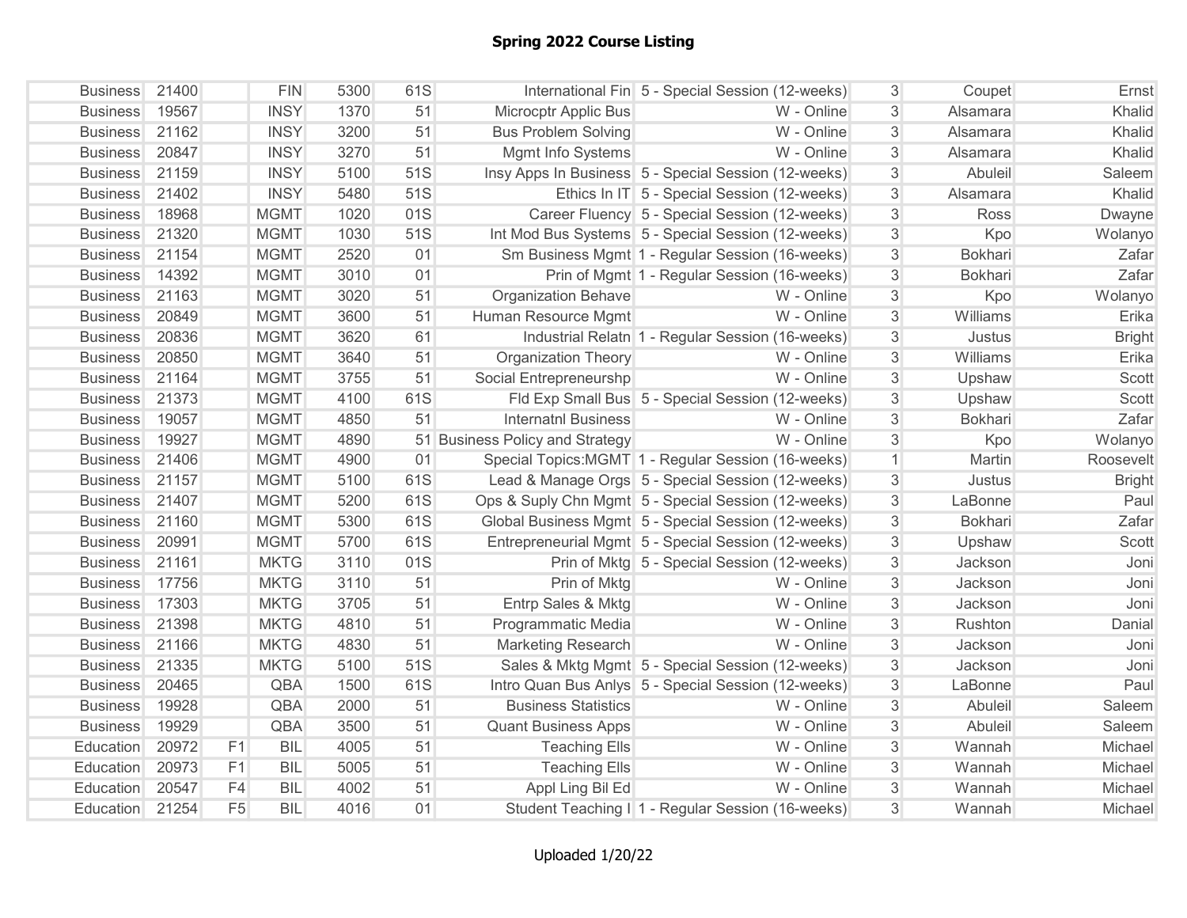# Spring 2022 Course Listing

| | | | | | | | | | | |
|---|---|---|---|---|---|---|---|---|---|---|
| Business | 21400 | | FIN | 5300 | 61S | International Fin | 5 - Special Session (12-weeks) | 3 | Coupet | Ernst |
| Business | 19567 | | INSY | 1370 | 51 | Microcptr Applic Bus | W - Online | 3 | Alsamara | Khalid |
| Business | 21162 | | INSY | 3200 | 51 | Bus Problem Solving | W - Online | 3 | Alsamara | Khalid |
| Business | 20847 | | INSY | 3270 | 51 | Mgmt Info Systems | W - Online | 3 | Alsamara | Khalid |
| Business | 21159 | | INSY | 5100 | 51S | Insy Apps In Business | 5 - Special Session (12-weeks) | 3 | Abuleil | Saleem |
| Business | 21402 | | INSY | 5480 | 51S | Ethics In IT | 5 - Special Session (12-weeks) | 3 | Alsamara | Khalid |
| Business | 18968 | | MGMT | 1020 | 01S | Career Fluency | 5 - Special Session (12-weeks) | 3 | Ross | Dwayne |
| Business | 21320 | | MGMT | 1030 | 51S | Int Mod Bus Systems | 5 - Special Session (12-weeks) | 3 | Kpo | Wolanyo |
| Business | 21154 | | MGMT | 2520 | 01 | Sm Business Mgmt | 1 - Regular Session (16-weeks) | 3 | Bokhari | Zafar |
| Business | 14392 | | MGMT | 3010 | 01 | Prin of Mgmt | 1 - Regular Session (16-weeks) | 3 | Bokhari | Zafar |
| Business | 21163 | | MGMT | 3020 | 51 | Organization Behave | W - Online | 3 | Kpo | Wolanyo |
| Business | 20849 | | MGMT | 3600 | 51 | Human Resource Mgmt | W - Online | 3 | Williams | Erika |
| Business | 20836 | | MGMT | 3620 | 61 | Industrial Relatn | 1 - Regular Session (16-weeks) | 3 | Justus | Bright |
| Business | 20850 | | MGMT | 3640 | 51 | Organization Theory | W - Online | 3 | Williams | Erika |
| Business | 21164 | | MGMT | 3755 | 51 | Social Entrepreneurshp | W - Online | 3 | Upshaw | Scott |
| Business | 21373 | | MGMT | 4100 | 61S | Fld Exp Small Bus | 5 - Special Session (12-weeks) | 3 | Upshaw | Scott |
| Business | 19057 | | MGMT | 4850 | 51 | Internatnl Business | W - Online | 3 | Bokhari | Zafar |
| Business | 19927 | | MGMT | 4890 | 51 | Business Policy and Strategy | W - Online | 3 | Kpo | Wolanyo |
| Business | 21406 | | MGMT | 4900 | 01 | Special Topics:MGMT | 1 - Regular Session (16-weeks) | 1 | Martin | Roosevelt |
| Business | 21157 | | MGMT | 5100 | 61S | Lead & Manage Orgs | 5 - Special Session (12-weeks) | 3 | Justus | Bright |
| Business | 21407 | | MGMT | 5200 | 61S | Ops & Suply Chn Mgmt | 5 - Special Session (12-weeks) | 3 | LaBonne | Paul |
| Business | 21160 | | MGMT | 5300 | 61S | Global Business Mgmt | 5 - Special Session (12-weeks) | 3 | Bokhari | Zafar |
| Business | 20991 | | MGMT | 5700 | 61S | Entrepreneurial Mgmt | 5 - Special Session (12-weeks) | 3 | Upshaw | Scott |
| Business | 21161 | | MKTG | 3110 | 01S | Prin of Mktg | 5 - Special Session (12-weeks) | 3 | Jackson | Joni |
| Business | 17756 | | MKTG | 3110 | 51 | Prin of Mktg | W - Online | 3 | Jackson | Joni |
| Business | 17303 | | MKTG | 3705 | 51 | Entrp Sales & Mktg | W - Online | 3 | Jackson | Joni |
| Business | 21398 | | MKTG | 4810 | 51 | Programmatic Media | W - Online | 3 | Rushton | Danial |
| Business | 21166 | | MKTG | 4830 | 51 | Marketing Research | W - Online | 3 | Jackson | Joni |
| Business | 21335 | | MKTG | 5100 | 51S | Sales & Mktg Mgmt | 5 - Special Session (12-weeks) | 3 | Jackson | Joni |
| Business | 20465 | | QBA | 1500 | 61S | Intro Quan Bus Anlys | 5 - Special Session (12-weeks) | 3 | LaBonne | Paul |
| Business | 19928 | | QBA | 2000 | 51 | Business Statistics | W - Online | 3 | Abuleil | Saleem |
| Business | 19929 | | QBA | 3500 | 51 | Quant Business Apps | W - Online | 3 | Abuleil | Saleem |
| Education | 20972 | F1 | BIL | 4005 | 51 | Teaching Ells | W - Online | 3 | Wannah | Michael |
| Education | 20973 | F1 | BIL | 5005 | 51 | Teaching Ells | W - Online | 3 | Wannah | Michael |
| Education | 20547 | F4 | BIL | 4002 | 51 | Appl Ling Bil Ed | W - Online | 3 | Wannah | Michael |
| Education | 21254 | F5 | BIL | 4016 | 01 | Student Teaching I | 1 - Regular Session (16-weeks) | 3 | Wannah | Michael |

Uploaded 1/20/22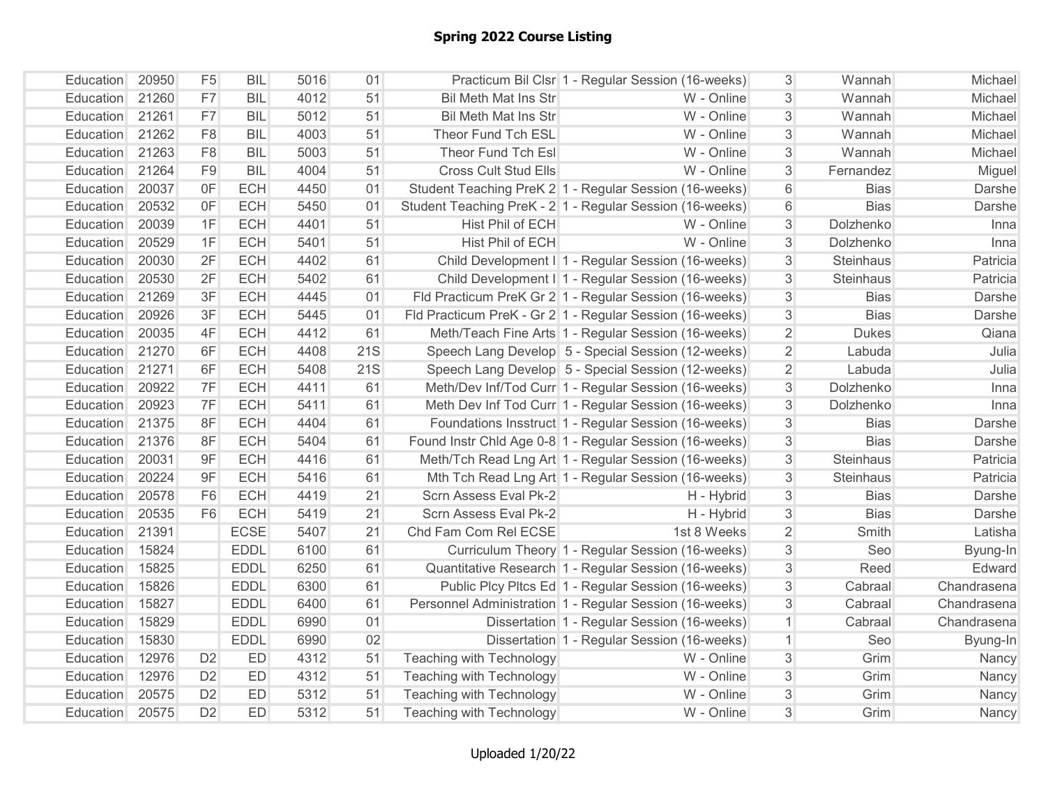**Spring 2022 Course Listing**

| | | | | | | | | | | |
|---|---|---|---|---|---|---|---|---|---|---|
| Education | 20950 | F5 | BIL | 5016 | 01 | Practicum Bil Clsr | 1 - Regular Session (16-weeks) | 3 | Wannah | Michael |
| Education | 21260 | F7 | BIL | 4012 | 51 | Bil Meth Mat Ins Str | W - Online | 3 | Wannah | Michael |
| Education | 21261 | F7 | BIL | 5012 | 51 | Bil Meth Mat Ins Str | W - Online | 3 | Wannah | Michael |
| Education | 21262 | F8 | BIL | 4003 | 51 | Theor Fund Tch ESL | W - Online | 3 | Wannah | Michael |
| Education | 21263 | F8 | BIL | 5003 | 51 | Theor Fund Tch Esl | W - Online | 3 | Wannah | Michael |
| Education | 21264 | F9 | BIL | 4004 | 51 | Cross Cult Stud Ells | W - Online | 3 | Fernandez | Miguel |
| Education | 20037 | 0F | ECH | 4450 | 01 | Student Teaching PreK 2 | 1 - Regular Session (16-weeks) | 6 | Bias | Darshe |
| Education | 20532 | 0F | ECH | 5450 | 01 | Student Teaching PreK - 2 | 1 - Regular Session (16-weeks) | 6 | Bias | Darshe |
| Education | 20039 | 1F | ECH | 4401 | 51 | Hist Phil of ECH | W - Online | 3 | Dolzhenko | Inna |
| Education | 20529 | 1F | ECH | 5401 | 51 | Hist Phil of ECH | W - Online | 3 | Dolzhenko | Inna |
| Education | 20030 | 2F | ECH | 4402 | 61 | Child Development I | 1 - Regular Session (16-weeks) | 3 | Steinhaus | Patricia |
| Education | 20530 | 2F | ECH | 5402 | 61 | Child Development I | 1 - Regular Session (16-weeks) | 3 | Steinhaus | Patricia |
| Education | 21269 | 3F | ECH | 4445 | 01 | Fld Practicum PreK Gr 2 | 1 - Regular Session (16-weeks) | 3 | Bias | Darshe |
| Education | 20926 | 3F | ECH | 5445 | 01 | Fld Practicum PreK - Gr 2 | 1 - Regular Session (16-weeks) | 3 | Bias | Darshe |
| Education | 20035 | 4F | ECH | 4412 | 61 | Meth/Teach Fine Arts | 1 - Regular Session (16-weeks) | 2 | Dukes | Qiana |
| Education | 21270 | 6F | ECH | 4408 | 21S | Speech Lang Develop | 5 - Special Session (12-weeks) | 2 | Labuda | Julia |
| Education | 21271 | 6F | ECH | 5408 | 21S | Speech Lang Develop | 5 - Special Session (12-weeks) | 2 | Labuda | Julia |
| Education | 20922 | 7F | ECH | 4411 | 61 | Meth/Dev Inf/Tod Curr | 1 - Regular Session (16-weeks) | 3 | Dolzhenko | Inna |
| Education | 20923 | 7F | ECH | 5411 | 61 | Meth Dev Inf Tod Curr | 1 - Regular Session (16-weeks) | 3 | Dolzhenko | Inna |
| Education | 21375 | 8F | ECH | 4404 | 61 | Foundations Insstruct | 1 - Regular Session (16-weeks) | 3 | Bias | Darshe |
| Education | 21376 | 8F | ECH | 5404 | 61 | Found Instr Chld Age 0-8 | 1 - Regular Session (16-weeks) | 3 | Bias | Darshe |
| Education | 20031 | 9F | ECH | 4416 | 61 | Meth/Tch Read Lng Art | 1 - Regular Session (16-weeks) | 3 | Steinhaus | Patricia |
| Education | 20224 | 9F | ECH | 5416 | 61 | Mth Tch Read Lng Art | 1 - Regular Session (16-weeks) | 3 | Steinhaus | Patricia |
| Education | 20578 | F6 | ECH | 4419 | 21 | Scrn Assess Eval Pk-2 | H - Hybrid | 3 | Bias | Darshe |
| Education | 20535 | F6 | ECH | 5419 | 21 | Scrn Assess Eval Pk-2 | H - Hybrid | 3 | Bias | Darshe |
| Education | 21391 | | ECSE | 5407 | 21 | Chd Fam Com Rel ECSE | 1st 8 Weeks | 2 | Smith | Latisha |
| Education | 15824 | | EDDL | 6100 | 61 | Curriculum Theory | 1 - Regular Session (16-weeks) | 3 | Seo | Byung-In |
| Education | 15825 | | EDDL | 6250 | 61 | Quantitative Research | 1 - Regular Session (16-weeks) | 3 | Reed | Edward |
| Education | 15826 | | EDDL | 6300 | 61 | Public Plcy Pltcs Ed | 1 - Regular Session (16-weeks) | 3 | Cabraal | Chandrasena |
| Education | 15827 | | EDDL | 6400 | 61 | Personnel Administration | 1 - Regular Session (16-weeks) | 3 | Cabraal | Chandrasena |
| Education | 15829 | | EDDL | 6990 | 01 | Dissertation | 1 - Regular Session (16-weeks) | 1 | Cabraal | Chandrasena |
| Education | 15830 | | EDDL | 6990 | 02 | Dissertation | 1 - Regular Session (16-weeks) | 1 | Seo | Byung-In |
| Education | 12976 | D2 | ED | 4312 | 51 | Teaching with Technology | W - Online | 3 | Grim | Nancy |
| Education | 12976 | D2 | ED | 4312 | 51 | Teaching with Technology | W - Online | 3 | Grim | Nancy |
| Education | 20575 | D2 | ED | 5312 | 51 | Teaching with Technology | W - Online | 3 | Grim | Nancy |
| Education | 20575 | D2 | ED | 5312 | 51 | Teaching with Technology | W - Online | 3 | Grim | Nancy |

Uploaded 1/20/22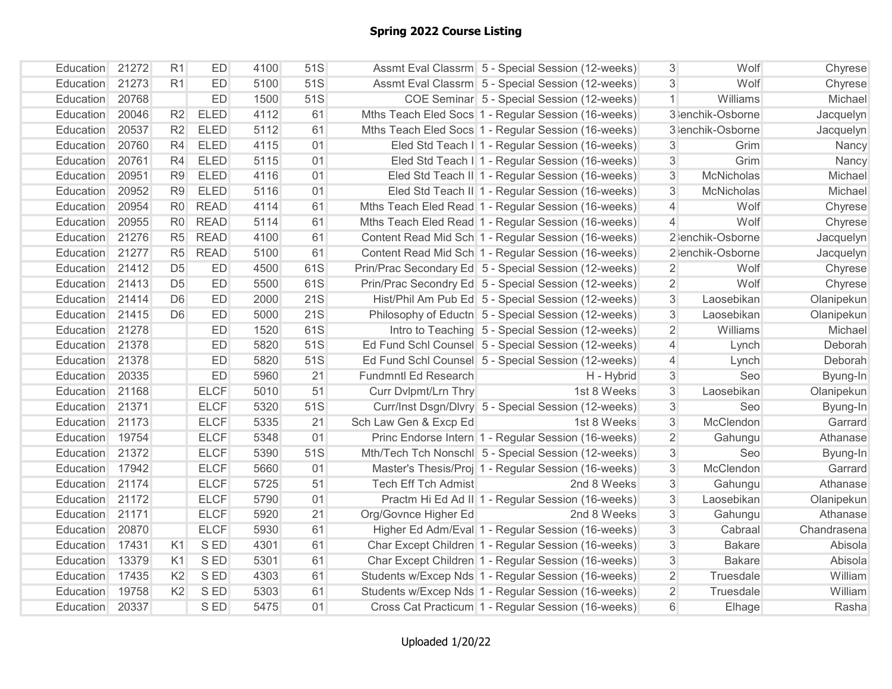# Spring 2022 Course Listing

| | | | | | | | | | | |
|---|---|---|---|---|---|---|---|---|---|---|
| Education | 21272 | R1 | ED | 4100 | 51S | Assmt Eval Classrm | 5 - Special Session (12-weeks) | 3 | Wolf | Chyrese |
| Education | 21273 | R1 | ED | 5100 | 51S | Assmt Eval Classrm | 5 - Special Session (12-weeks) | 3 | Wolf | Chyrese |
| Education | 20768 | | ED | 1500 | 51S | COE Seminar | 5 - Special Session (12-weeks) | 1 | Williams | Michael |
| Education | 20046 | R2 | ELED | 4112 | 61 | Mths Teach Eled Socs | 1 - Regular Session (16-weeks) | 3 | ;enchik-Osborne | Jacquelyn |
| Education | 20537 | R2 | ELED | 5112 | 61 | Mths Teach Eled Socs | 1 - Regular Session (16-weeks) | 3 | ;enchik-Osborne | Jacquelyn |
| Education | 20760 | R4 | ELED | 4115 | 01 | Eled Std Teach I | 1 - Regular Session (16-weeks) | 3 | Grim | Nancy |
| Education | 20761 | R4 | ELED | 5115 | 01 | Eled Std Teach I | 1 - Regular Session (16-weeks) | 3 | Grim | Nancy |
| Education | 20951 | R9 | ELED | 4116 | 01 | Eled Std Teach II | 1 - Regular Session (16-weeks) | 3 | McNicholas | Michael |
| Education | 20952 | R9 | ELED | 5116 | 01 | Eled Std Teach II | 1 - Regular Session (16-weeks) | 3 | McNicholas | Michael |
| Education | 20954 | R0 | READ | 4114 | 61 | Mths Teach Eled Read | 1 - Regular Session (16-weeks) | 4 | Wolf | Chyrese |
| Education | 20955 | R0 | READ | 5114 | 61 | Mths Teach Eled Read | 1 - Regular Session (16-weeks) | 4 | Wolf | Chyrese |
| Education | 21276 | R5 | READ | 4100 | 61 | Content Read Mid Sch | 1 - Regular Session (16-weeks) | 2 | ;enchik-Osborne | Jacquelyn |
| Education | 21277 | R5 | READ | 5100 | 61 | Content Read Mid Sch | 1 - Regular Session (16-weeks) | 2 | ;enchik-Osborne | Jacquelyn |
| Education | 21412 | D5 | ED | 4500 | 61S | Prin/Prac Secondary Ed | 5 - Special Session (12-weeks) | 2 | Wolf | Chyrese |
| Education | 21413 | D5 | ED | 5500 | 61S | Prin/Prac Secondry Ed | 5 - Special Session (12-weeks) | 2 | Wolf | Chyrese |
| Education | 21414 | D6 | ED | 2000 | 21S | Hist/Phil Am Pub Ed | 5 - Special Session (12-weeks) | 3 | Laosebikan | Olanipekun |
| Education | 21415 | D6 | ED | 5000 | 21S | Philosophy of Eductn | 5 - Special Session (12-weeks) | 3 | Laosebikan | Olanipekun |
| Education | 21278 | | ED | 1520 | 61S | Intro to Teaching | 5 - Special Session (12-weeks) | 2 | Williams | Michael |
| Education | 21378 | | ED | 5820 | 51S | Ed Fund Schl Counsel | 5 - Special Session (12-weeks) | 4 | Lynch | Deborah |
| Education | 21378 | | ED | 5820 | 51S | Ed Fund Schl Counsel | 5 - Special Session (12-weeks) | 4 | Lynch | Deborah |
| Education | 20335 | | ED | 5960 | 21 | Fundmntl Ed Research | H - Hybrid | 3 | Seo | Byung-In |
| Education | 21168 | | ELCF | 5010 | 51 | Curr Dvlpmt/Lrn Thry | 1st 8 Weeks | 3 | Laosebikan | Olanipekun |
| Education | 21371 | | ELCF | 5320 | 51S | Curr/Inst Dsgn/Dlvry | 5 - Special Session (12-weeks) | 3 | Seo | Byung-In |
| Education | 21173 | | ELCF | 5335 | 21 | Sch Law Gen & Excp Ed | 1st 8 Weeks | 3 | McClendon | Garrard |
| Education | 19754 | | ELCF | 5348 | 01 | Princ Endorse Intern | 1 - Regular Session (16-weeks) | 2 | Gahungu | Athanase |
| Education | 21372 | | ELCF | 5390 | 51S | Mth/Tech Tch Nonschl | 5 - Special Session (12-weeks) | 3 | Seo | Byung-In |
| Education | 17942 | | ELCF | 5660 | 01 | Master's Thesis/Proj | 1 - Regular Session (16-weeks) | 3 | McClendon | Garrard |
| Education | 21174 | | ELCF | 5725 | 51 | Tech Eff Tch Admist | 2nd 8 Weeks | 3 | Gahungu | Athanase |
| Education | 21172 | | ELCF | 5790 | 01 | Practm Hi Ed Ad II | 1 - Regular Session (16-weeks) | 3 | Laosebikan | Olanipekun |
| Education | 21171 | | ELCF | 5920 | 21 | Org/Govnce Higher Ed | 2nd 8 Weeks | 3 | Gahungu | Athanase |
| Education | 20870 | | ELCF | 5930 | 61 | Higher Ed Adm/Eval | 1 - Regular Session (16-weeks) | 3 | Cabraal | Chandrasena |
| Education | 17431 | K1 | S ED | 4301 | 61 | Char Except Children | 1 - Regular Session (16-weeks) | 3 | Bakare | Abisola |
| Education | 13379 | K1 | S ED | 5301 | 61 | Char Except Children | 1 - Regular Session (16-weeks) | 3 | Bakare | Abisola |
| Education | 17435 | K2 | S ED | 4303 | 61 | Students w/Excep Nds | 1 - Regular Session (16-weeks) | 2 | Truesdale | William |
| Education | 19758 | K2 | S ED | 5303 | 61 | Students w/Excep Nds | 1 - Regular Session (16-weeks) | 2 | Truesdale | William |
| Education | 20337 | | S ED | 5475 | 01 | Cross Cat Practicum | 1 - Regular Session (16-weeks) | 6 | Elhage | Rasha |

Uploaded 1/20/22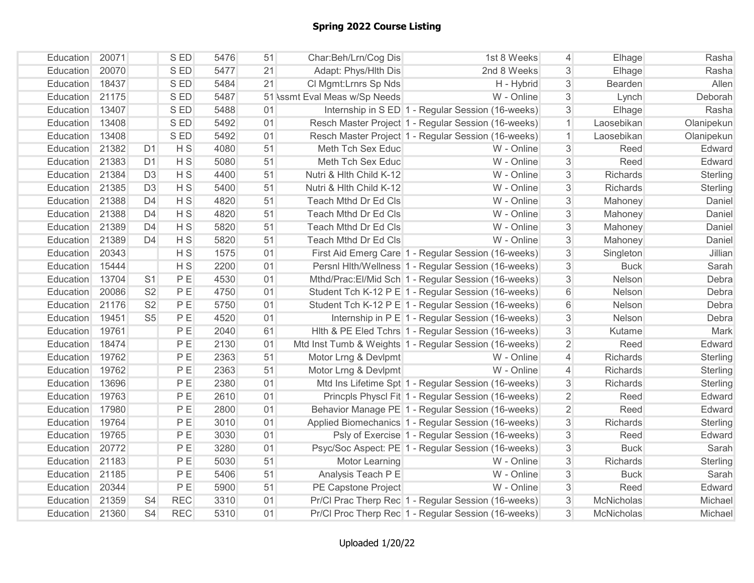# Spring 2022 Course Listing

| | | | | | | | | | | |
|---|---|---|---|---|---|---|---|---|---|---|
| Education | 20071 | | S ED | 5476 | 51 | Char:Beh/Lrn/Cog Dis | 1st 8 Weeks | 4 | Elhage | Rasha |
| Education | 20070 | | S ED | 5477 | 21 | Adapt: Phys/Hlth Dis | 2nd 8 Weeks | 3 | Elhage | Rasha |
| Education | 18437 | | S ED | 5484 | 21 | Cl Mgmt:Lrnrs Sp Nds | H - Hybrid | 3 | Bearden | Allen |
| Education | 21175 | | S ED | 5487 | 51 | Assmt Eval Meas w/Sp Needs | W - Online | 3 | Lynch | Deborah |
| Education | 13407 | | S ED | 5488 | 01 | Internship in S ED | 1 - Regular Session (16-weeks) | 3 | Elhage | Rasha |
| Education | 13408 | | S ED | 5492 | 01 | Resch Master Project | 1 - Regular Session (16-weeks) | 1 | Laosebikan | Olanipekun |
| Education | 13408 | | S ED | 5492 | 01 | Resch Master Project | 1 - Regular Session (16-weeks) | 1 | Laosebikan | Olanipekun |
| Education | 21382 | D1 | H S | 4080 | 51 | Meth Tch Sex Educ | W - Online | 3 | Reed | Edward |
| Education | 21383 | D1 | H S | 5080 | 51 | Meth Tch Sex Educ | W - Online | 3 | Reed | Edward |
| Education | 21384 | D3 | H S | 4400 | 51 | Nutri & Hlth Child K-12 | W - Online | 3 | Richards | Sterling |
| Education | 21385 | D3 | H S | 5400 | 51 | Nutri & Hlth Child K-12 | W - Online | 3 | Richards | Sterling |
| Education | 21388 | D4 | H S | 4820 | 51 | Teach Mthd Dr Ed Cls | W - Online | 3 | Mahoney | Daniel |
| Education | 21388 | D4 | H S | 4820 | 51 | Teach Mthd Dr Ed Cls | W - Online | 3 | Mahoney | Daniel |
| Education | 21389 | D4 | H S | 5820 | 51 | Teach Mthd Dr Ed Cls | W - Online | 3 | Mahoney | Daniel |
| Education | 21389 | D4 | H S | 5820 | 51 | Teach Mthd Dr Ed Cls | W - Online | 3 | Mahoney | Daniel |
| Education | 20343 | | H S | 1575 | 01 | First Aid Emerg Care | 1 - Regular Session (16-weeks) | 3 | Singleton | Jillian |
| Education | 15444 | | H S | 2200 | 01 | Persnl Hlth/Wellness | 1 - Regular Session (16-weeks) | 3 | Buck | Sarah |
| Education | 13704 | S1 | P E | 4530 | 01 | Mthd/Prac:El/Mid Sch | 1 - Regular Session (16-weeks) | 3 | Nelson | Debra |
| Education | 20086 | S2 | P E | 4750 | 01 | Student Tch K-12 P E | 1 - Regular Session (16-weeks) | 6 | Nelson | Debra |
| Education | 21176 | S2 | P E | 5750 | 01 | Student Tch K-12 P E | 1 - Regular Session (16-weeks) | 6 | Nelson | Debra |
| Education | 19451 | S5 | P E | 4520 | 01 | Internship in P E | 1 - Regular Session (16-weeks) | 3 | Nelson | Debra |
| Education | 19761 | | P E | 2040 | 61 | Hlth & PE Eled Tchrs | 1 - Regular Session (16-weeks) | 3 | Kutame | Mark |
| Education | 18474 | | P E | 2130 | 01 | Mtd Inst Tumb & Weights | 1 - Regular Session (16-weeks) | 2 | Reed | Edward |
| Education | 19762 | | P E | 2363 | 51 | Motor Lrng & Devlpmt | W - Online | 4 | Richards | Sterling |
| Education | 19762 | | P E | 2363 | 51 | Motor Lrng & Devlpmt | W - Online | 4 | Richards | Sterling |
| Education | 13696 | | P E | 2380 | 01 | Mtd Ins Lifetime Spt | 1 - Regular Session (16-weeks) | 3 | Richards | Sterling |
| Education | 19763 | | P E | 2610 | 01 | Princpls Physcl Fit | 1 - Regular Session (16-weeks) | 2 | Reed | Edward |
| Education | 17980 | | P E | 2800 | 01 | Behavior Manage PE | 1 - Regular Session (16-weeks) | 2 | Reed | Edward |
| Education | 19764 | | P E | 3010 | 01 | Applied Biomechanics | 1 - Regular Session (16-weeks) | 3 | Richards | Sterling |
| Education | 19765 | | P E | 3030 | 01 | Psly of Exercise | 1 - Regular Session (16-weeks) | 3 | Reed | Edward |
| Education | 20772 | | P E | 3280 | 01 | Psyc/Soc Aspect: PE | 1 - Regular Session (16-weeks) | 3 | Buck | Sarah |
| Education | 21183 | | P E | 5030 | 51 | Motor Learning | W - Online | 3 | Richards | Sterling |
| Education | 21185 | | P E | 5406 | 51 | Analysis Teach P E | W - Online | 3 | Buck | Sarah |
| Education | 20344 | | P E | 5900 | 51 | PE Capstone Project | W - Online | 3 | Reed | Edward |
| Education | 21359 | S4 | REC | 3310 | 01 | Pr/Cl Prac Therp Rec | 1 - Regular Session (16-weeks) | 3 | McNicholas | Michael |
| Education | 21360 | S4 | REC | 5310 | 01 | Pr/Cl Proc Therp Rec | 1 - Regular Session (16-weeks) | 3 | McNicholas | Michael |

Uploaded 1/20/22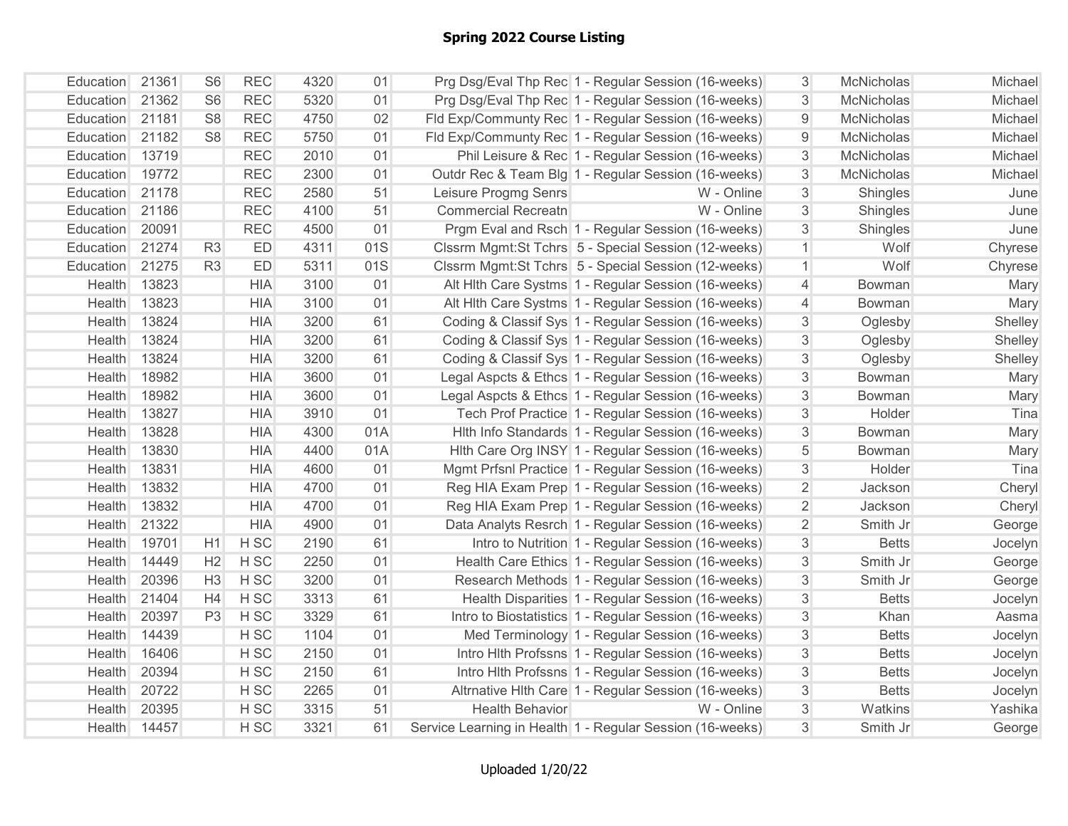**Spring 2022 Course Listing**

| | | | | | | | | | | |
|---|---|---|---|---|---|---|---|---|---|---|
| Education | 21361 | S6 | REC | 4320 | 01 | Prg Dsg/Eval Thp Rec | 1 - Regular Session (16-weeks) | 3 | McNicholas | Michael |
| Education | 21362 | S6 | REC | 5320 | 01 | Prg Dsg/Eval Thp Rec | 1 - Regular Session (16-weeks) | 3 | McNicholas | Michael |
| Education | 21181 | S8 | REC | 4750 | 02 | Fld Exp/Communty Rec | 1 - Regular Session (16-weeks) | 9 | McNicholas | Michael |
| Education | 21182 | S8 | REC | 5750 | 01 | Fld Exp/Communty Rec | 1 - Regular Session (16-weeks) | 9 | McNicholas | Michael |
| Education | 13719 | | REC | 2010 | 01 | Phil Leisure & Rec | 1 - Regular Session (16-weeks) | 3 | McNicholas | Michael |
| Education | 19772 | | REC | 2300 | 01 | Outdr Rec & Team Blg | 1 - Regular Session (16-weeks) | 3 | McNicholas | Michael |
| Education | 21178 | | REC | 2580 | 51 | Leisure Progmg Senrs | W - Online | 3 | Shingles | June |
| Education | 21186 | | REC | 4100 | 51 | Commercial Recreatn | W - Online | 3 | Shingles | June |
| Education | 20091 | | REC | 4500 | 01 | Prgm Eval and Rsch | 1 - Regular Session (16-weeks) | 3 | Shingles | June |
| Education | 21274 | R3 | ED | 4311 | 01S | Clssrm Mgmt:St Tchrs | 5 - Special Session (12-weeks) | 1 | Wolf | Chyrese |
| Education | 21275 | R3 | ED | 5311 | 01S | Clssrm Mgmt:St Tchrs | 5 - Special Session (12-weeks) | 1 | Wolf | Chyrese |
| Health | 13823 | | HIA | 3100 | 01 | Alt Hlth Care Systms | 1 - Regular Session (16-weeks) | 4 | Bowman | Mary |
| Health | 13823 | | HIA | 3100 | 01 | Alt Hlth Care Systms | 1 - Regular Session (16-weeks) | 4 | Bowman | Mary |
| Health | 13824 | | HIA | 3200 | 61 | Coding & Classif Sys | 1 - Regular Session (16-weeks) | 3 | Oglesby | Shelley |
| Health | 13824 | | HIA | 3200 | 61 | Coding & Classif Sys | 1 - Regular Session (16-weeks) | 3 | Oglesby | Shelley |
| Health | 13824 | | HIA | 3200 | 61 | Coding & Classif Sys | 1 - Regular Session (16-weeks) | 3 | Oglesby | Shelley |
| Health | 18982 | | HIA | 3600 | 01 | Legal Aspcts & Ethcs | 1 - Regular Session (16-weeks) | 3 | Bowman | Mary |
| Health | 18982 | | HIA | 3600 | 01 | Legal Aspcts & Ethcs | 1 - Regular Session (16-weeks) | 3 | Bowman | Mary |
| Health | 13827 | | HIA | 3910 | 01 | Tech Prof Practice | 1 - Regular Session (16-weeks) | 3 | Holder | Tina |
| Health | 13828 | | HIA | 4300 | 01A | Hlth Info Standards | 1 - Regular Session (16-weeks) | 3 | Bowman | Mary |
| Health | 13830 | | HIA | 4400 | 01A | Hlth Care Org INSY | 1 - Regular Session (16-weeks) | 5 | Bowman | Mary |
| Health | 13831 | | HIA | 4600 | 01 | Mgmt Prfsnl Practice | 1 - Regular Session (16-weeks) | 3 | Holder | Tina |
| Health | 13832 | | HIA | 4700 | 01 | Reg HIA Exam Prep | 1 - Regular Session (16-weeks) | 2 | Jackson | Cheryl |
| Health | 13832 | | HIA | 4700 | 01 | Reg HIA Exam Prep | 1 - Regular Session (16-weeks) | 2 | Jackson | Cheryl |
| Health | 21322 | | HIA | 4900 | 01 | Data Analyts Resrch | 1 - Regular Session (16-weeks) | 2 | Smith Jr | George |
| Health | 19701 | H1 | H SC | 2190 | 61 | Intro to Nutrition | 1 - Regular Session (16-weeks) | 3 | Betts | Jocelyn |
| Health | 14449 | H2 | H SC | 2250 | 01 | Health Care Ethics | 1 - Regular Session (16-weeks) | 3 | Smith Jr | George |
| Health | 20396 | H3 | H SC | 3200 | 01 | Research Methods | 1 - Regular Session (16-weeks) | 3 | Smith Jr | George |
| Health | 21404 | H4 | H SC | 3313 | 61 | Health Disparities | 1 - Regular Session (16-weeks) | 3 | Betts | Jocelyn |
| Health | 20397 | P3 | H SC | 3329 | 61 | Intro to Biostatistics | 1 - Regular Session (16-weeks) | 3 | Khan | Aasma |
| Health | 14439 | | H SC | 1104 | 01 | Med Terminology | 1 - Regular Session (16-weeks) | 3 | Betts | Jocelyn |
| Health | 16406 | | H SC | 2150 | 01 | Intro Hlth Profssns | 1 - Regular Session (16-weeks) | 3 | Betts | Jocelyn |
| Health | 20394 | | H SC | 2150 | 61 | Intro Hlth Profssns | 1 - Regular Session (16-weeks) | 3 | Betts | Jocelyn |
| Health | 20722 | | H SC | 2265 | 01 | Altrnative Hlth Care | 1 - Regular Session (16-weeks) | 3 | Betts | Jocelyn |
| Health | 20395 | | H SC | 3315 | 51 | Health Behavior | W - Online | 3 | Watkins | Yashika |
| Health | 14457 | | H SC | 3321 | 61 | Service Learning in Health | 1 - Regular Session (16-weeks) | 3 | Smith Jr | George |

Uploaded 1/20/22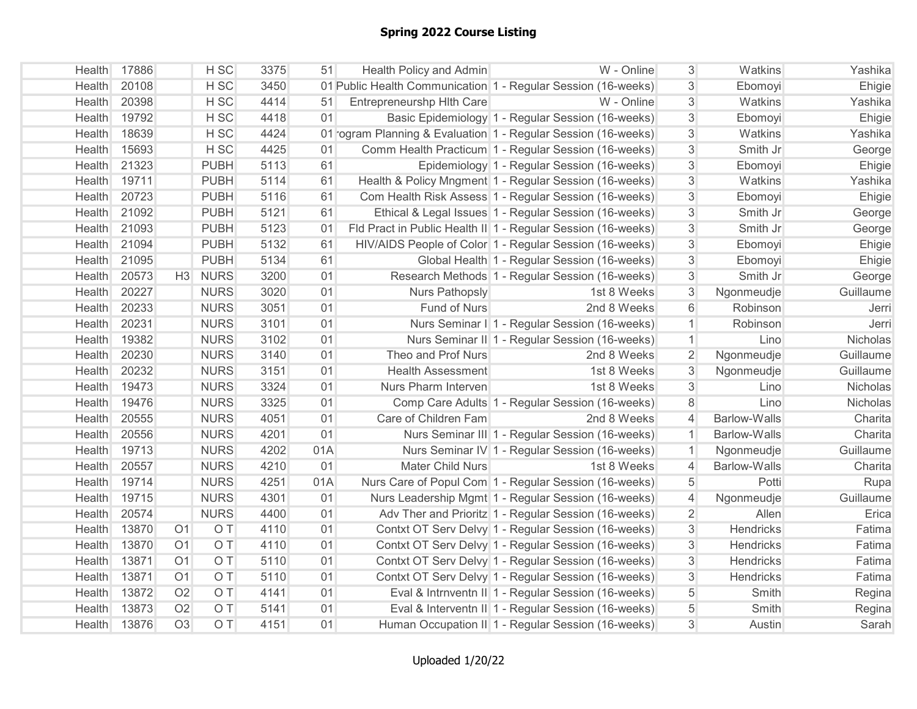# Spring 2022 Course Listing

| | | | | | | | | | | |
|---|---|---|---|---|---|---|---|---|---|---|
| Health | 17886 | | H SC | 3375 | 51 | Health Policy and Admin | W - Online | 3 | Watkins | Yashika |
| Health | 20108 | | H SC | 3450 | 01 | Public Health Communication | 1 - Regular Session (16-weeks) | 3 | Ebomoyi | Ehigie |
| Health | 20398 | | H SC | 4414 | 51 | Entrepreneurshp Hlth Care | W - Online | 3 | Watkins | Yashika |
| Health | 19792 | | H SC | 4418 | 01 | Basic Epidemiology | 1 - Regular Session (16-weeks) | 3 | Ebomoyi | Ehigie |
| Health | 18639 | | H SC | 4424 | 01 | rogram Planning & Evaluation | 1 - Regular Session (16-weeks) | 3 | Watkins | Yashika |
| Health | 15693 | | H SC | 4425 | 01 | Comm Health Practicum | 1 - Regular Session (16-weeks) | 3 | Smith Jr | George |
| Health | 21323 | | PUBH | 5113 | 61 | Epidemiology | 1 - Regular Session (16-weeks) | 3 | Ebomoyi | Ehigie |
| Health | 19711 | | PUBH | 5114 | 61 | Health & Policy Mngment | 1 - Regular Session (16-weeks) | 3 | Watkins | Yashika |
| Health | 20723 | | PUBH | 5116 | 61 | Com Health Risk Assess | 1 - Regular Session (16-weeks) | 3 | Ebomoyi | Ehigie |
| Health | 21092 | | PUBH | 5121 | 61 | Ethical & Legal Issues | 1 - Regular Session (16-weeks) | 3 | Smith Jr | George |
| Health | 21093 | | PUBH | 5123 | 01 | Fld Pract in Public Health II | 1 - Regular Session (16-weeks) | 3 | Smith Jr | George |
| Health | 21094 | | PUBH | 5132 | 61 | HIV/AIDS People of Color | 1 - Regular Session (16-weeks) | 3 | Ebomoyi | Ehigie |
| Health | 21095 | | PUBH | 5134 | 61 | Global Health | 1 - Regular Session (16-weeks) | 3 | Ebomoyi | Ehigie |
| Health | 20573 | H3 | NURS | 3200 | 01 | Research Methods | 1 - Regular Session (16-weeks) | 3 | Smith Jr | George |
| Health | 20227 | | NURS | 3020 | 01 | Nurs Pathopsly | 1st 8 Weeks | 3 | Ngonmeudje | Guillaume |
| Health | 20233 | | NURS | 3051 | 01 | Fund of Nurs | 2nd 8 Weeks | 6 | Robinson | Jerri |
| Health | 20231 | | NURS | 3101 | 01 | Nurs Seminar I | 1 - Regular Session (16-weeks) | 1 | Robinson | Jerri |
| Health | 19382 | | NURS | 3102 | 01 | Nurs Seminar II | 1 - Regular Session (16-weeks) | 1 | Lino | Nicholas |
| Health | 20230 | | NURS | 3140 | 01 | Theo and Prof Nurs | 2nd 8 Weeks | 2 | Ngonmeudje | Guillaume |
| Health | 20232 | | NURS | 3151 | 01 | Health Assessment | 1st 8 Weeks | 3 | Ngonmeudje | Guillaume |
| Health | 19473 | | NURS | 3324 | 01 | Nurs Pharm Interven | 1st 8 Weeks | 3 | Lino | Nicholas |
| Health | 19476 | | NURS | 3325 | 01 | Comp Care Adults | 1 - Regular Session (16-weeks) | 8 | Lino | Nicholas |
| Health | 20555 | | NURS | 4051 | 01 | Care of Children Fam | 2nd 8 Weeks | 4 | Barlow-Walls | Charita |
| Health | 20556 | | NURS | 4201 | 01 | Nurs Seminar III | 1 - Regular Session (16-weeks) | 1 | Barlow-Walls | Charita |
| Health | 19713 | | NURS | 4202 | 01A | Nurs Seminar IV | 1 - Regular Session (16-weeks) | 1 | Ngonmeudje | Guillaume |
| Health | 20557 | | NURS | 4210 | 01 | Mater Child Nurs | 1st 8 Weeks | 4 | Barlow-Walls | Charita |
| Health | 19714 | | NURS | 4251 | 01A | Nurs Care of Popul Com | 1 - Regular Session (16-weeks) | 5 | Potti | Rupa |
| Health | 19715 | | NURS | 4301 | 01 | Nurs Leadership Mgmt | 1 - Regular Session (16-weeks) | 4 | Ngonmeudje | Guillaume |
| Health | 20574 | | NURS | 4400 | 01 | Adv Ther and Prioritz | 1 - Regular Session (16-weeks) | 2 | Allen | Erica |
| Health | 13870 | O1 | O T | 4110 | 01 | Contxt OT Serv Delvy | 1 - Regular Session (16-weeks) | 3 | Hendricks | Fatima |
| Health | 13870 | O1 | O T | 4110 | 01 | Contxt OT Serv Delvy | 1 - Regular Session (16-weeks) | 3 | Hendricks | Fatima |
| Health | 13871 | O1 | O T | 5110 | 01 | Contxt OT Serv Delvy | 1 - Regular Session (16-weeks) | 3 | Hendricks | Fatima |
| Health | 13871 | O1 | O T | 5110 | 01 | Contxt OT Serv Delvy | 1 - Regular Session (16-weeks) | 3 | Hendricks | Fatima |
| Health | 13872 | O2 | O T | 4141 | 01 | Eval & Intrnventn II | 1 - Regular Session (16-weeks) | 5 | Smith | Regina |
| Health | 13873 | O2 | O T | 5141 | 01 | Eval & Interventn II | 1 - Regular Session (16-weeks) | 5 | Smith | Regina |
| Health | 13876 | O3 | O T | 4151 | 01 | Human Occupation II | 1 - Regular Session (16-weeks) | 3 | Austin | Sarah |

Uploaded 1/20/22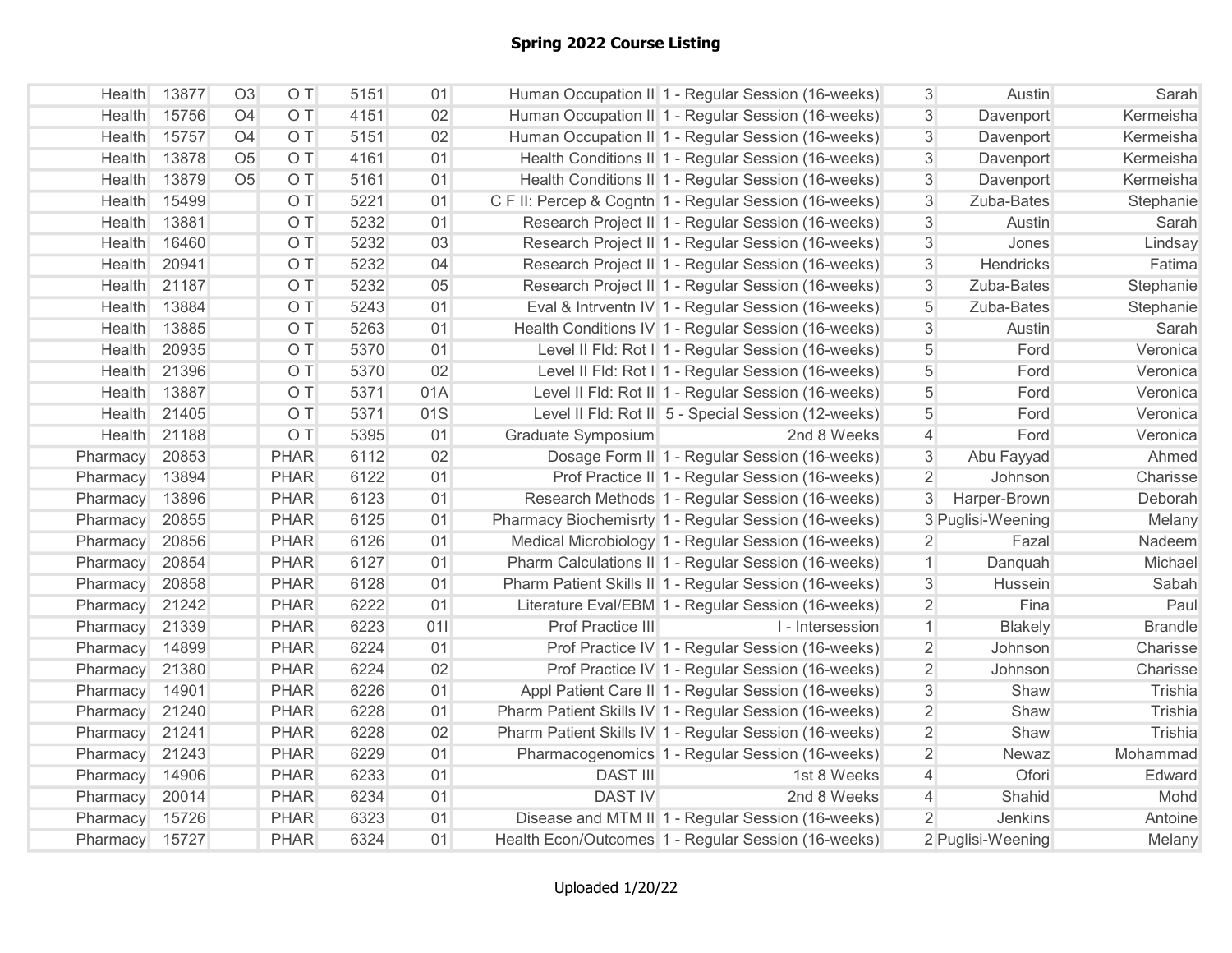# Spring 2022 Course Listing

| | | | | | | | | | | |
|---|---|---|---|---|---|---|---|---|---|---|
| Health | 13877 | O3 | O T | 5151 | 01 | Human Occupation II | 1 - Regular Session (16-weeks) | 3 | Austin | Sarah |
| Health | 15756 | O4 | O T | 4151 | 02 | Human Occupation II | 1 - Regular Session (16-weeks) | 3 | Davenport | Kermeisha |
| Health | 15757 | O4 | O T | 5151 | 02 | Human Occupation II | 1 - Regular Session (16-weeks) | 3 | Davenport | Kermeisha |
| Health | 13878 | O5 | O T | 4161 | 01 | Health Conditions II | 1 - Regular Session (16-weeks) | 3 | Davenport | Kermeisha |
| Health | 13879 | O5 | O T | 5161 | 01 | Health Conditions II | 1 - Regular Session (16-weeks) | 3 | Davenport | Kermeisha |
| Health | 15499 | | O T | 5221 | 01 | C F II: Percep & Cogntn | 1 - Regular Session (16-weeks) | 3 | Zuba-Bates | Stephanie |
| Health | 13881 | | O T | 5232 | 01 | Research Project II | 1 - Regular Session (16-weeks) | 3 | Austin | Sarah |
| Health | 16460 | | O T | 5232 | 03 | Research Project II | 1 - Regular Session (16-weeks) | 3 | Jones | Lindsay |
| Health | 20941 | | O T | 5232 | 04 | Research Project II | 1 - Regular Session (16-weeks) | 3 | Hendricks | Fatima |
| Health | 21187 | | O T | 5232 | 05 | Research Project II | 1 - Regular Session (16-weeks) | 3 | Zuba-Bates | Stephanie |
| Health | 13884 | | O T | 5243 | 01 | Eval & Intrventn IV | 1 - Regular Session (16-weeks) | 5 | Zuba-Bates | Stephanie |
| Health | 13885 | | O T | 5263 | 01 | Health Conditions IV | 1 - Regular Session (16-weeks) | 3 | Austin | Sarah |
| Health | 20935 | | O T | 5370 | 01 | Level II Fld: Rot I | 1 - Regular Session (16-weeks) | 5 | Ford | Veronica |
| Health | 21396 | | O T | 5370 | 02 | Level II Fld: Rot I | 1 - Regular Session (16-weeks) | 5 | Ford | Veronica |
| Health | 13887 | | O T | 5371 | 01A | Level II Fld: Rot II | 1 - Regular Session (16-weeks) | 5 | Ford | Veronica |
| Health | 21405 | | O T | 5371 | 01S | Level II Fld: Rot II | 5 - Special Session (12-weeks) | 5 | Ford | Veronica |
| Health | 21188 | | O T | 5395 | 01 | Graduate Symposium | 2nd 8 Weeks | 4 | Ford | Veronica |
| Pharmacy | 20853 | | PHAR | 6112 | 02 | Dosage Form II | 1 - Regular Session (16-weeks) | 3 | Abu Fayyad | Ahmed |
| Pharmacy | 13894 | | PHAR | 6122 | 01 | Prof Practice II | 1 - Regular Session (16-weeks) | 2 | Johnson | Charisse |
| Pharmacy | 13896 | | PHAR | 6123 | 01 | Research Methods | 1 - Regular Session (16-weeks) | 3 | Harper-Brown | Deborah |
| Pharmacy | 20855 | | PHAR | 6125 | 01 | Pharmacy Biochemisrty | 1 - Regular Session (16-weeks) | 3 | Puglisi-Weening | Melany |
| Pharmacy | 20856 | | PHAR | 6126 | 01 | Medical Microbiology | 1 - Regular Session (16-weeks) | 2 | Fazal | Nadeem |
| Pharmacy | 20854 | | PHAR | 6127 | 01 | Pharm Calculations II | 1 - Regular Session (16-weeks) | 1 | Danquah | Michael |
| Pharmacy | 20858 | | PHAR | 6128 | 01 | Pharm Patient Skills II | 1 - Regular Session (16-weeks) | 3 | Hussein | Sabah |
| Pharmacy | 21242 | | PHAR | 6222 | 01 | Literature Eval/EBM | 1 - Regular Session (16-weeks) | 2 | Fina | Paul |
| Pharmacy | 21339 | | PHAR | 6223 | 01I | Prof Practice III | I - Intersession | 1 | Blakely | Brandle |
| Pharmacy | 14899 | | PHAR | 6224 | 01 | Prof Practice IV | 1 - Regular Session (16-weeks) | 2 | Johnson | Charisse |
| Pharmacy | 21380 | | PHAR | 6224 | 02 | Prof Practice IV | 1 - Regular Session (16-weeks) | 2 | Johnson | Charisse |
| Pharmacy | 14901 | | PHAR | 6226 | 01 | Appl Patient Care II | 1 - Regular Session (16-weeks) | 3 | Shaw | Trishia |
| Pharmacy | 21240 | | PHAR | 6228 | 01 | Pharm Patient Skills IV | 1 - Regular Session (16-weeks) | 2 | Shaw | Trishia |
| Pharmacy | 21241 | | PHAR | 6228 | 02 | Pharm Patient Skills IV | 1 - Regular Session (16-weeks) | 2 | Shaw | Trishia |
| Pharmacy | 21243 | | PHAR | 6229 | 01 | Pharmacogenomics | 1 - Regular Session (16-weeks) | 2 | Newaz | Mohammad |
| Pharmacy | 14906 | | PHAR | 6233 | 01 | DAST III | 1st 8 Weeks | 4 | Ofori | Edward |
| Pharmacy | 20014 | | PHAR | 6234 | 01 | DAST IV | 2nd 8 Weeks | 4 | Shahid | Mohd |
| Pharmacy | 15726 | | PHAR | 6323 | 01 | Disease and MTM II | 1 - Regular Session (16-weeks) | 2 | Jenkins | Antoine |
| Pharmacy | 15727 | | PHAR | 6324 | 01 | Health Econ/Outcomes | 1 - Regular Session (16-weeks) | 2 | Puglisi-Weening | Melany |

Uploaded 1/20/22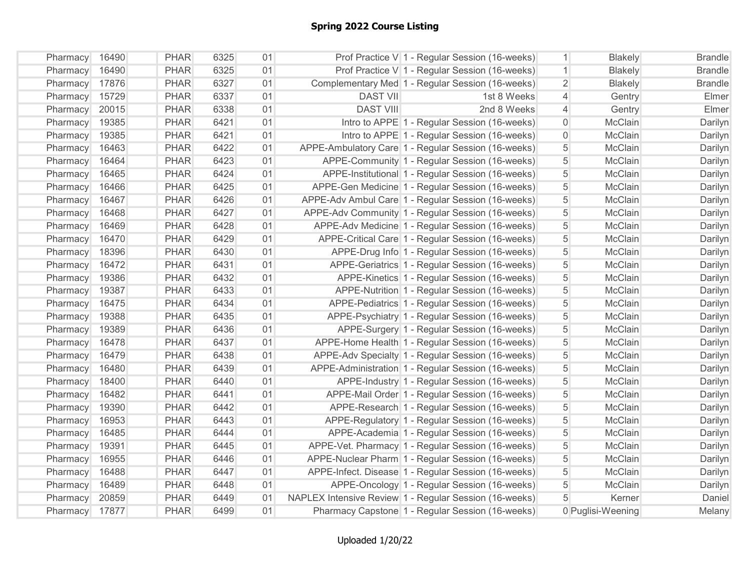# Spring 2022 Course Listing

| | | | | | | | | | |
|---|---|---|---|---|---|---|---|---|---|
| Pharmacy | 16490 | | PHAR | 6325 | 01 | Prof Practice V | 1 - Regular Session (16-weeks) | 1 | Blakely | Brandle |
| Pharmacy | 16490 | | PHAR | 6325 | 01 | Prof Practice V | 1 - Regular Session (16-weeks) | 1 | Blakely | Brandle |
| Pharmacy | 17876 | | PHAR | 6327 | 01 | Complementary Med | 1 - Regular Session (16-weeks) | 2 | Blakely | Brandle |
| Pharmacy | 15729 | | PHAR | 6337 | 01 | DAST VII | 1st 8 Weeks | 4 | Gentry | Elmer |
| Pharmacy | 20015 | | PHAR | 6338 | 01 | DAST VIII | 2nd 8 Weeks | 4 | Gentry | Elmer |
| Pharmacy | 19385 | | PHAR | 6421 | 01 | Intro to APPE | 1 - Regular Session (16-weeks) | 0 | McClain | Darilyn |
| Pharmacy | 19385 | | PHAR | 6421 | 01 | Intro to APPE | 1 - Regular Session (16-weeks) | 0 | McClain | Darilyn |
| Pharmacy | 16463 | | PHAR | 6422 | 01 | APPE-Ambulatory Care | 1 - Regular Session (16-weeks) | 5 | McClain | Darilyn |
| Pharmacy | 16464 | | PHAR | 6423 | 01 | APPE-Community | 1 - Regular Session (16-weeks) | 5 | McClain | Darilyn |
| Pharmacy | 16465 | | PHAR | 6424 | 01 | APPE-Institutional | 1 - Regular Session (16-weeks) | 5 | McClain | Darilyn |
| Pharmacy | 16466 | | PHAR | 6425 | 01 | APPE-Gen Medicine | 1 - Regular Session (16-weeks) | 5 | McClain | Darilyn |
| Pharmacy | 16467 | | PHAR | 6426 | 01 | APPE-Adv Ambul Care | 1 - Regular Session (16-weeks) | 5 | McClain | Darilyn |
| Pharmacy | 16468 | | PHAR | 6427 | 01 | APPE-Adv Community | 1 - Regular Session (16-weeks) | 5 | McClain | Darilyn |
| Pharmacy | 16469 | | PHAR | 6428 | 01 | APPE-Adv Medicine | 1 - Regular Session (16-weeks) | 5 | McClain | Darilyn |
| Pharmacy | 16470 | | PHAR | 6429 | 01 | APPE-Critical Care | 1 - Regular Session (16-weeks) | 5 | McClain | Darilyn |
| Pharmacy | 18396 | | PHAR | 6430 | 01 | APPE-Drug Info | 1 - Regular Session (16-weeks) | 5 | McClain | Darilyn |
| Pharmacy | 16472 | | PHAR | 6431 | 01 | APPE-Geriatrics | 1 - Regular Session (16-weeks) | 5 | McClain | Darilyn |
| Pharmacy | 19386 | | PHAR | 6432 | 01 | APPE-Kinetics | 1 - Regular Session (16-weeks) | 5 | McClain | Darilyn |
| Pharmacy | 19387 | | PHAR | 6433 | 01 | APPE-Nutrition | 1 - Regular Session (16-weeks) | 5 | McClain | Darilyn |
| Pharmacy | 16475 | | PHAR | 6434 | 01 | APPE-Pediatrics | 1 - Regular Session (16-weeks) | 5 | McClain | Darilyn |
| Pharmacy | 19388 | | PHAR | 6435 | 01 | APPE-Psychiatry | 1 - Regular Session (16-weeks) | 5 | McClain | Darilyn |
| Pharmacy | 19389 | | PHAR | 6436 | 01 | APPE-Surgery | 1 - Regular Session (16-weeks) | 5 | McClain | Darilyn |
| Pharmacy | 16478 | | PHAR | 6437 | 01 | APPE-Home Health | 1 - Regular Session (16-weeks) | 5 | McClain | Darilyn |
| Pharmacy | 16479 | | PHAR | 6438 | 01 | APPE-Adv Specialty | 1 - Regular Session (16-weeks) | 5 | McClain | Darilyn |
| Pharmacy | 16480 | | PHAR | 6439 | 01 | APPE-Administration | 1 - Regular Session (16-weeks) | 5 | McClain | Darilyn |
| Pharmacy | 18400 | | PHAR | 6440 | 01 | APPE-Industry | 1 - Regular Session (16-weeks) | 5 | McClain | Darilyn |
| Pharmacy | 16482 | | PHAR | 6441 | 01 | APPE-Mail Order | 1 - Regular Session (16-weeks) | 5 | McClain | Darilyn |
| Pharmacy | 19390 | | PHAR | 6442 | 01 | APPE-Research | 1 - Regular Session (16-weeks) | 5 | McClain | Darilyn |
| Pharmacy | 16953 | | PHAR | 6443 | 01 | APPE-Regulatory | 1 - Regular Session (16-weeks) | 5 | McClain | Darilyn |
| Pharmacy | 16485 | | PHAR | 6444 | 01 | APPE-Academia | 1 - Regular Session (16-weeks) | 5 | McClain | Darilyn |
| Pharmacy | 19391 | | PHAR | 6445 | 01 | APPE-Vet. Pharmacy | 1 - Regular Session (16-weeks) | 5 | McClain | Darilyn |
| Pharmacy | 16955 | | PHAR | 6446 | 01 | APPE-Nuclear Pharm | 1 - Regular Session (16-weeks) | 5 | McClain | Darilyn |
| Pharmacy | 16488 | | PHAR | 6447 | 01 | APPE-Infect. Disease | 1 - Regular Session (16-weeks) | 5 | McClain | Darilyn |
| Pharmacy | 16489 | | PHAR | 6448 | 01 | APPE-Oncology | 1 - Regular Session (16-weeks) | 5 | McClain | Darilyn |
| Pharmacy | 20859 | | PHAR | 6449 | 01 | NAPLEX Intensive Review | 1 - Regular Session (16-weeks) | 5 | Kerner | Daniel |
| Pharmacy | 17877 | | PHAR | 6499 | 01 | Pharmacy Capstone | 1 - Regular Session (16-weeks) | 0 | Puglisi-Weening | Melany |

Uploaded 1/20/22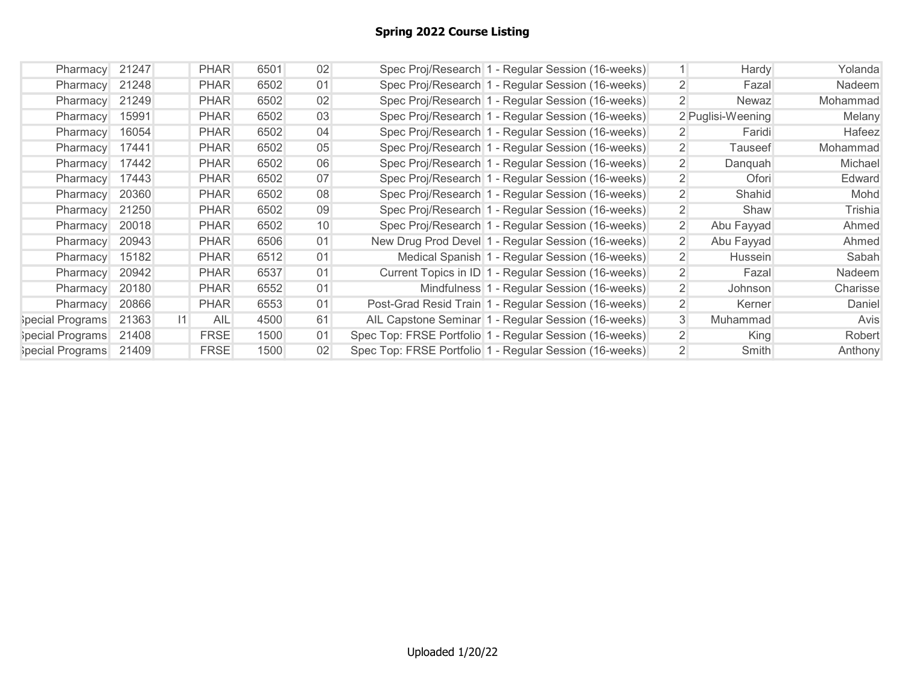# Spring 2022 Course Listing

| | | | | | | | | | | |
|---|---|---|---|---|---|---|---|---|---|---|
| Pharmacy | 21247 | | PHAR | 6501 | 02 | Spec Proj/Research | 1 - Regular Session (16-weeks) | 1 | Hardy | Yolanda |
| Pharmacy | 21248 | | PHAR | 6502 | 01 | Spec Proj/Research | 1 - Regular Session (16-weeks) | 2 | Fazal | Nadeem |
| Pharmacy | 21249 | | PHAR | 6502 | 02 | Spec Proj/Research | 1 - Regular Session (16-weeks) | 2 | Newaz | Mohammad |
| Pharmacy | 15991 | | PHAR | 6502 | 03 | Spec Proj/Research | 1 - Regular Session (16-weeks) | 2 | Puglisi-Weening | Melany |
| Pharmacy | 16054 | | PHAR | 6502 | 04 | Spec Proj/Research | 1 - Regular Session (16-weeks) | 2 | Faridi | Hafeez |
| Pharmacy | 17441 | | PHAR | 6502 | 05 | Spec Proj/Research | 1 - Regular Session (16-weeks) | 2 | Tauseef | Mohammad |
| Pharmacy | 17442 | | PHAR | 6502 | 06 | Spec Proj/Research | 1 - Regular Session (16-weeks) | 2 | Danquah | Michael |
| Pharmacy | 17443 | | PHAR | 6502 | 07 | Spec Proj/Research | 1 - Regular Session (16-weeks) | 2 | Ofori | Edward |
| Pharmacy | 20360 | | PHAR | 6502 | 08 | Spec Proj/Research | 1 - Regular Session (16-weeks) | 2 | Shahid | Mohd |
| Pharmacy | 21250 | | PHAR | 6502 | 09 | Spec Proj/Research | 1 - Regular Session (16-weeks) | 2 | Shaw | Trishia |
| Pharmacy | 20018 | | PHAR | 6502 | 10 | Spec Proj/Research | 1 - Regular Session (16-weeks) | 2 | Abu Fayyad | Ahmed |
| Pharmacy | 20943 | | PHAR | 6506 | 01 | New Drug Prod Devel | 1 - Regular Session (16-weeks) | 2 | Abu Fayyad | Ahmed |
| Pharmacy | 15182 | | PHAR | 6512 | 01 | Medical Spanish | 1 - Regular Session (16-weeks) | 2 | Hussein | Sabah |
| Pharmacy | 20942 | | PHAR | 6537 | 01 | Current Topics in ID | 1 - Regular Session (16-weeks) | 2 | Fazal | Nadeem |
| Pharmacy | 20180 | | PHAR | 6552 | 01 | Mindfulness | 1 - Regular Session (16-weeks) | 2 | Johnson | Charisse |
| Pharmacy | 20866 | | PHAR | 6553 | 01 | Post-Grad Resid Train | 1 - Regular Session (16-weeks) | 2 | Kerner | Daniel |
| Special Programs | 21363 | I1 | AIL | 4500 | 61 | AIL Capstone Seminar | 1 - Regular Session (16-weeks) | 3 | Muhammad | Avis |
| Special Programs | 21408 | | FRSE | 1500 | 01 | Spec Top: FRSE Portfolio | 1 - Regular Session (16-weeks) | 2 | King | Robert |
| Special Programs | 21409 | | FRSE | 1500 | 02 | Spec Top: FRSE Portfolio | 1 - Regular Session (16-weeks) | 2 | Smith | Anthony |

Uploaded 1/20/22